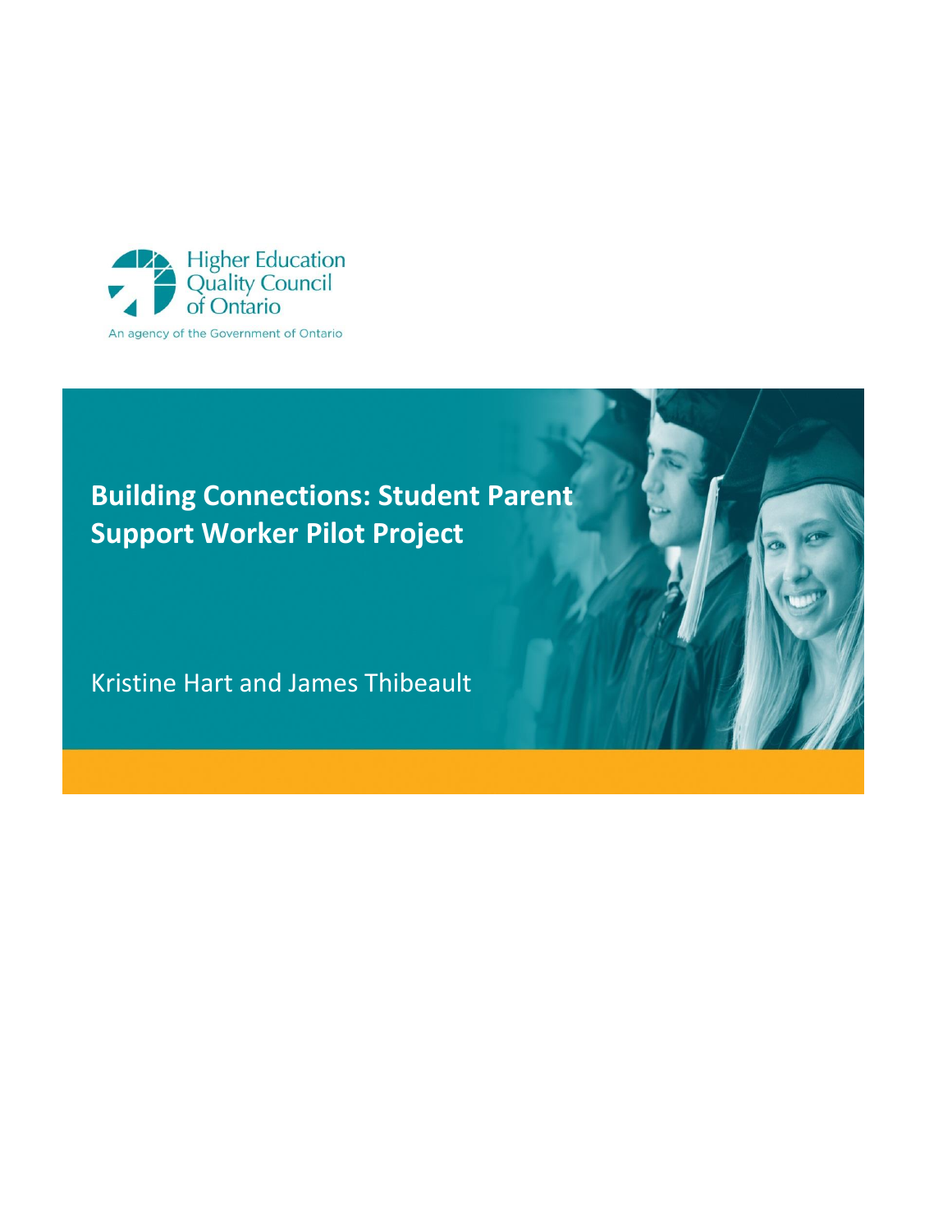Higher Education Quality Council of Ontario

An agency of the Government of Ontario

# Building Connections: Student Parent Support Worker Pilot Project

Kristine Hart and James Thibeault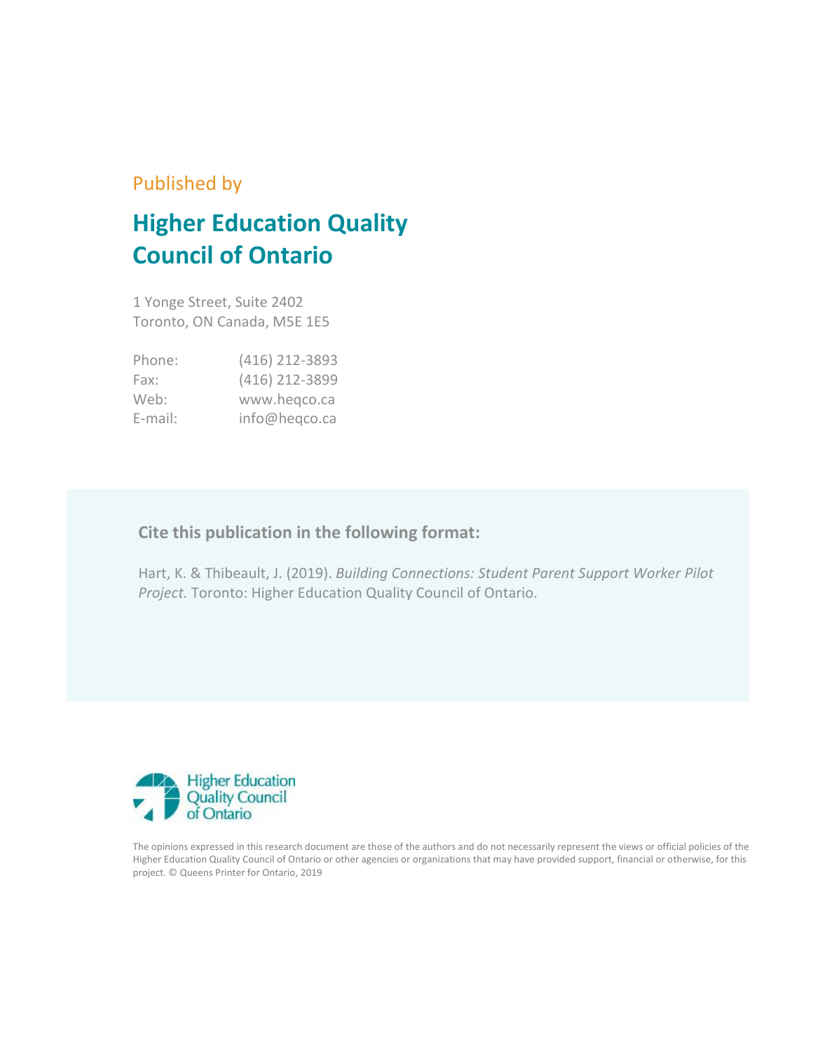Published by

# Higher Education Quality Council of Ontario

1 Yonge Street, Suite 2402
Toronto, ON Canada, M5E 1E5

| | |
|---|---|
| Phone: | (416) 212-3893 |
| Fax: | (416) 212-3899 |
| Web: | www.heqco.ca |
| E-mail: | info@heqco.ca |

**Cite this publication in the following format:**

Hart, K. & Thibeault, J. (2019). *Building Connections: Student Parent Support Worker Pilot Project.* Toronto: Higher Education Quality Council of Ontario.

Higher Education Quality Council of Ontario

The opinions expressed in this research document are those of the authors and do not necessarily represent the views or official policies of the Higher Education Quality Council of Ontario or other agencies or organizations that may have provided support, financial or otherwise, for this project. © Queens Printer for Ontario, 2019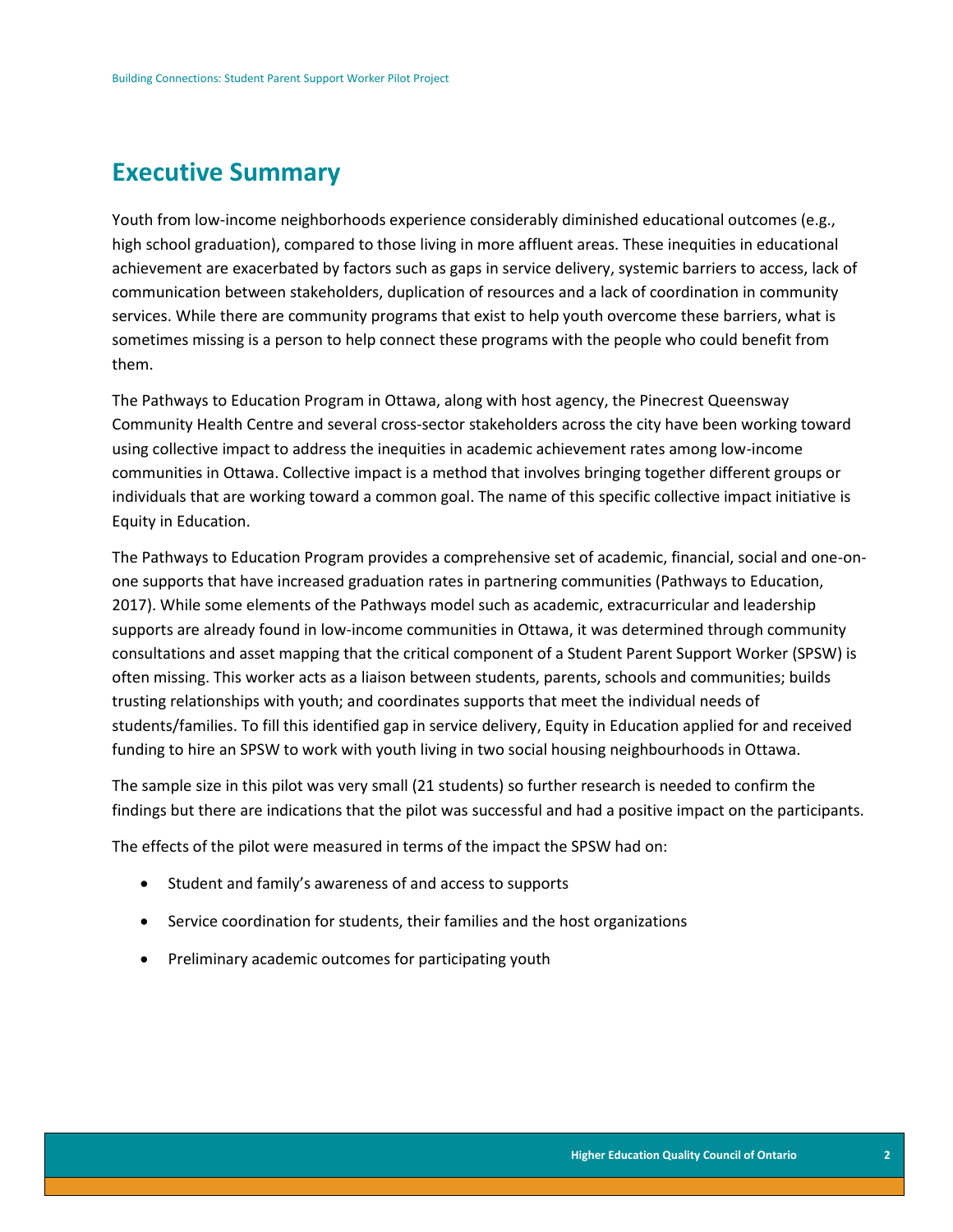## Executive Summary

Youth from low-income neighborhoods experience considerably diminished educational outcomes (e.g., high school graduation), compared to those living in more affluent areas. These inequities in educational achievement are exacerbated by factors such as gaps in service delivery, systemic barriers to access, lack of communication between stakeholders, duplication of resources and a lack of coordination in community services. While there are community programs that exist to help youth overcome these barriers, what is sometimes missing is a person to help connect these programs with the people who could benefit from them.

The Pathways to Education Program in Ottawa, along with host agency, the Pinecrest Queensway Community Health Centre and several cross-sector stakeholders across the city have been working toward using collective impact to address the inequities in academic achievement rates among low-income communities in Ottawa. Collective impact is a method that involves bringing together different groups or individuals that are working toward a common goal. The name of this specific collective impact initiative is Equity in Education.

The Pathways to Education Program provides a comprehensive set of academic, financial, social and one-on-one supports that have increased graduation rates in partnering communities (Pathways to Education, 2017). While some elements of the Pathways model such as academic, extracurricular and leadership supports are already found in low-income communities in Ottawa, it was determined through community consultations and asset mapping that the critical component of a Student Parent Support Worker (SPSW) is often missing. This worker acts as a liaison between students, parents, schools and communities; builds trusting relationships with youth; and coordinates supports that meet the individual needs of students/families. To fill this identified gap in service delivery, Equity in Education applied for and received funding to hire an SPSW to work with youth living in two social housing neighbourhoods in Ottawa.

The sample size in this pilot was very small (21 students) so further research is needed to confirm the findings but there are indications that the pilot was successful and had a positive impact on the participants.

The effects of the pilot were measured in terms of the impact the SPSW had on:

- Student and family's awareness of and access to supports
- Service coordination for students, their families and the host organizations
- Preliminary academic outcomes for participating youth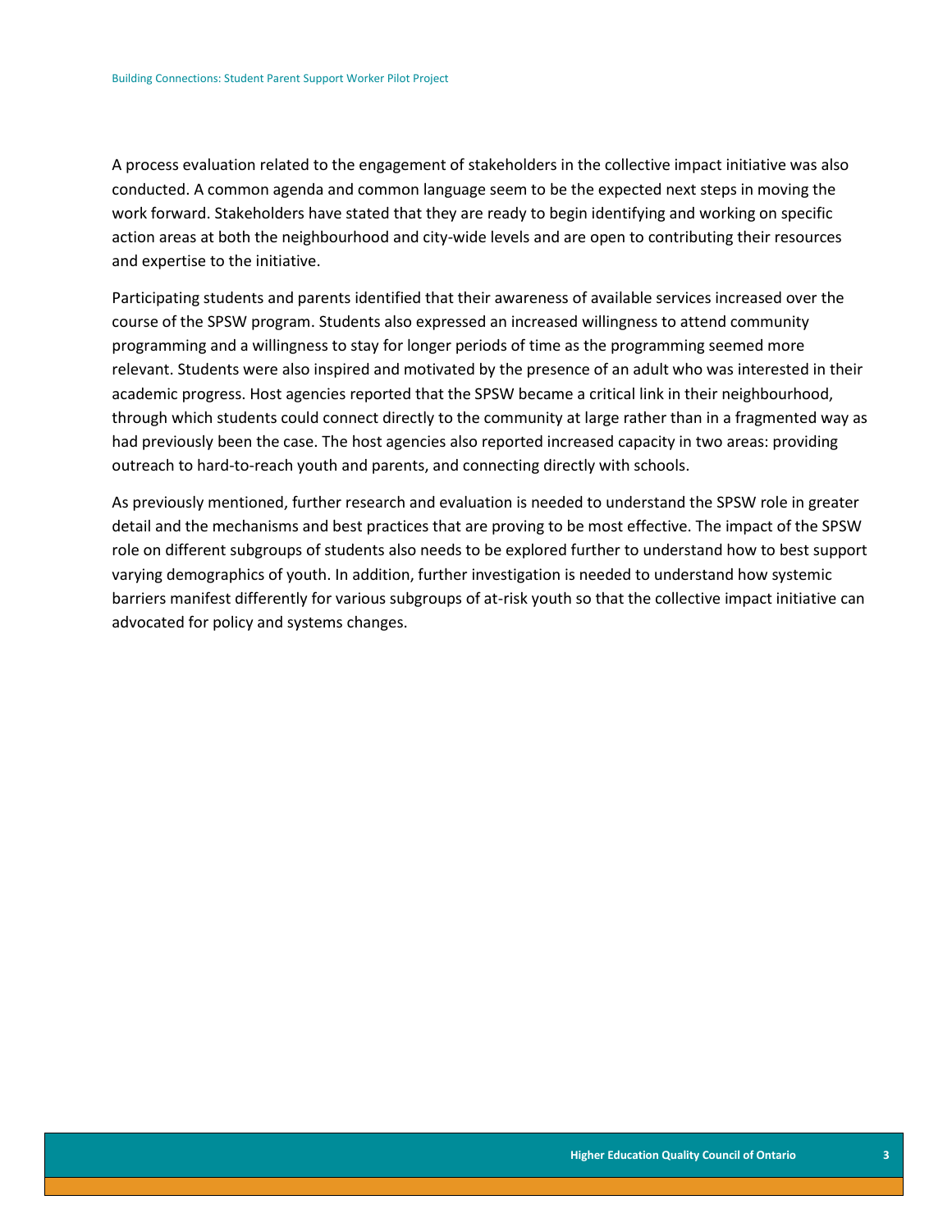A process evaluation related to the engagement of stakeholders in the collective impact initiative was also conducted. A common agenda and common language seem to be the expected next steps in moving the work forward. Stakeholders have stated that they are ready to begin identifying and working on specific action areas at both the neighbourhood and city-wide levels and are open to contributing their resources and expertise to the initiative.

Participating students and parents identified that their awareness of available services increased over the course of the SPSW program. Students also expressed an increased willingness to attend community programming and a willingness to stay for longer periods of time as the programming seemed more relevant. Students were also inspired and motivated by the presence of an adult who was interested in their academic progress. Host agencies reported that the SPSW became a critical link in their neighbourhood, through which students could connect directly to the community at large rather than in a fragmented way as had previously been the case. The host agencies also reported increased capacity in two areas: providing outreach to hard-to-reach youth and parents, and connecting directly with schools.

As previously mentioned, further research and evaluation is needed to understand the SPSW role in greater detail and the mechanisms and best practices that are proving to be most effective. The impact of the SPSW role on different subgroups of students also needs to be explored further to understand how to best support varying demographics of youth. In addition, further investigation is needed to understand how systemic barriers manifest differently for various subgroups of at-risk youth so that the collective impact initiative can advocated for policy and systems changes.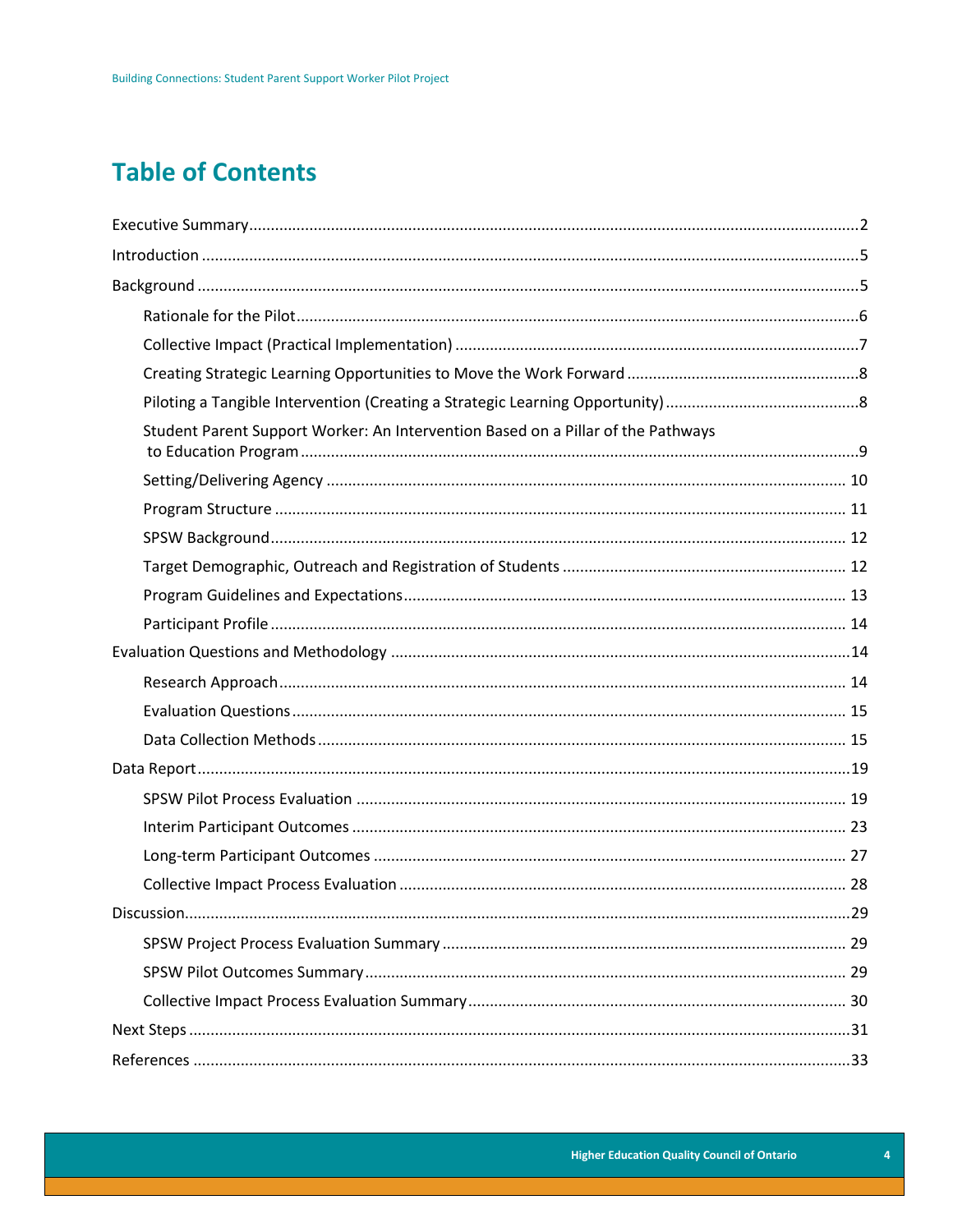# Table of Contents

- Executive Summary ... 2
- Introduction ... 5
- Background ... 5
  - Rationale for the Pilot ... 6
  - Collective Impact (Practical Implementation) ... 7
  - Creating Strategic Learning Opportunities to Move the Work Forward ... 8
  - Piloting a Tangible Intervention (Creating a Strategic Learning Opportunity) ... 8
  - Student Parent Support Worker: An Intervention Based on a Pillar of the Pathways to Education Program ... 9
  - Setting/Delivering Agency ... 10
  - Program Structure ... 11
  - SPSW Background ... 12
  - Target Demographic, Outreach and Registration of Students ... 12
  - Program Guidelines and Expectations ... 13
  - Participant Profile ... 14
- Evaluation Questions and Methodology ... 14
  - Research Approach ... 14
  - Evaluation Questions ... 15
  - Data Collection Methods ... 15
- Data Report ... 19
  - SPSW Pilot Process Evaluation ... 19
  - Interim Participant Outcomes ... 23
  - Long-term Participant Outcomes ... 27
  - Collective Impact Process Evaluation ... 28
- Discussion ... 29
  - SPSW Project Process Evaluation Summary ... 29
  - SPSW Pilot Outcomes Summary ... 29
  - Collective Impact Process Evaluation Summary ... 30
- Next Steps ... 31
- References ... 33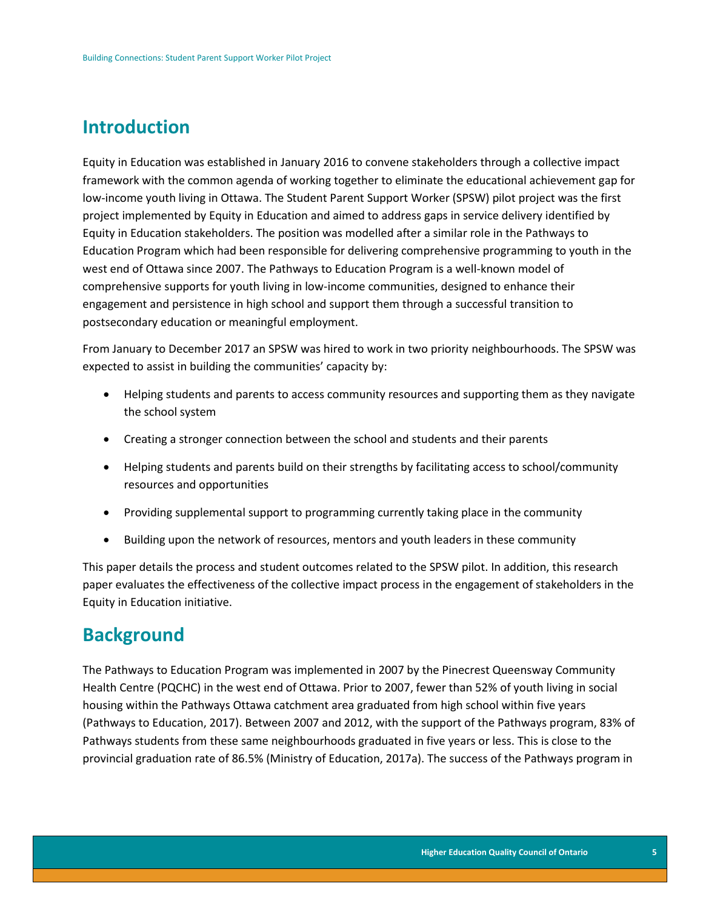## Introduction

Equity in Education was established in January 2016 to convene stakeholders through a collective impact framework with the common agenda of working together to eliminate the educational achievement gap for low-income youth living in Ottawa. The Student Parent Support Worker (SPSW) pilot project was the first project implemented by Equity in Education and aimed to address gaps in service delivery identified by Equity in Education stakeholders. The position was modelled after a similar role in the Pathways to Education Program which had been responsible for delivering comprehensive programming to youth in the west end of Ottawa since 2007. The Pathways to Education Program is a well-known model of comprehensive supports for youth living in low-income communities, designed to enhance their engagement and persistence in high school and support them through a successful transition to postsecondary education or meaningful employment.

From January to December 2017 an SPSW was hired to work in two priority neighbourhoods. The SPSW was expected to assist in building the communities' capacity by:

- Helping students and parents to access community resources and supporting them as they navigate the school system
- Creating a stronger connection between the school and students and their parents
- Helping students and parents build on their strengths by facilitating access to school/community resources and opportunities
- Providing supplemental support to programming currently taking place in the community
- Building upon the network of resources, mentors and youth leaders in these community

This paper details the process and student outcomes related to the SPSW pilot. In addition, this research paper evaluates the effectiveness of the collective impact process in the engagement of stakeholders in the Equity in Education initiative.

## Background

The Pathways to Education Program was implemented in 2007 by the Pinecrest Queensway Community Health Centre (PQCHC) in the west end of Ottawa. Prior to 2007, fewer than 52% of youth living in social housing within the Pathways Ottawa catchment area graduated from high school within five years (Pathways to Education, 2017). Between 2007 and 2012, with the support of the Pathways program, 83% of Pathways students from these same neighbourhoods graduated in five years or less. This is close to the provincial graduation rate of 86.5% (Ministry of Education, 2017a). The success of the Pathways program in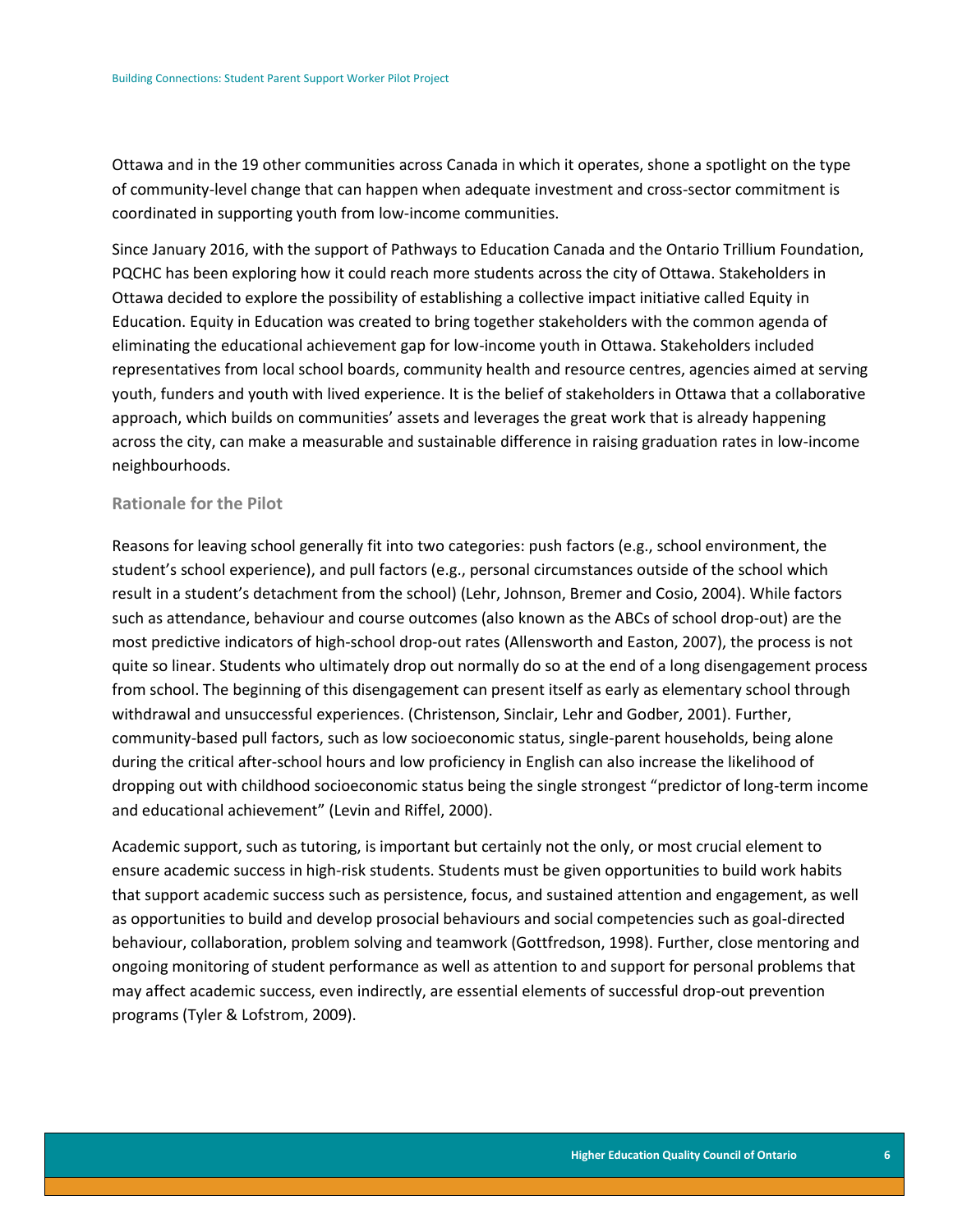Ottawa and in the 19 other communities across Canada in which it operates, shone a spotlight on the type of community-level change that can happen when adequate investment and cross-sector commitment is coordinated in supporting youth from low-income communities.

Since January 2016, with the support of Pathways to Education Canada and the Ontario Trillium Foundation, PQCHC has been exploring how it could reach more students across the city of Ottawa. Stakeholders in Ottawa decided to explore the possibility of establishing a collective impact initiative called Equity in Education. Equity in Education was created to bring together stakeholders with the common agenda of eliminating the educational achievement gap for low-income youth in Ottawa. Stakeholders included representatives from local school boards, community health and resource centres, agencies aimed at serving youth, funders and youth with lived experience. It is the belief of stakeholders in Ottawa that a collaborative approach, which builds on communities' assets and leverages the great work that is already happening across the city, can make a measurable and sustainable difference in raising graduation rates in low-income neighbourhoods.

### Rationale for the Pilot

Reasons for leaving school generally fit into two categories: push factors (e.g., school environment, the student's school experience), and pull factors (e.g., personal circumstances outside of the school which result in a student's detachment from the school) (Lehr, Johnson, Bremer and Cosio, 2004). While factors such as attendance, behaviour and course outcomes (also known as the ABCs of school drop-out) are the most predictive indicators of high-school drop-out rates (Allensworth and Easton, 2007), the process is not quite so linear. Students who ultimately drop out normally do so at the end of a long disengagement process from school. The beginning of this disengagement can present itself as early as elementary school through withdrawal and unsuccessful experiences. (Christenson, Sinclair, Lehr and Godber, 2001). Further, community-based pull factors, such as low socioeconomic status, single-parent households, being alone during the critical after-school hours and low proficiency in English can also increase the likelihood of dropping out with childhood socioeconomic status being the single strongest "predictor of long-term income and educational achievement" (Levin and Riffel, 2000).

Academic support, such as tutoring, is important but certainly not the only, or most crucial element to ensure academic success in high-risk students. Students must be given opportunities to build work habits that support academic success such as persistence, focus, and sustained attention and engagement, as well as opportunities to build and develop prosocial behaviours and social competencies such as goal-directed behaviour, collaboration, problem solving and teamwork (Gottfredson, 1998). Further, close mentoring and ongoing monitoring of student performance as well as attention to and support for personal problems that may affect academic success, even indirectly, are essential elements of successful drop-out prevention programs (Tyler & Lofstrom, 2009).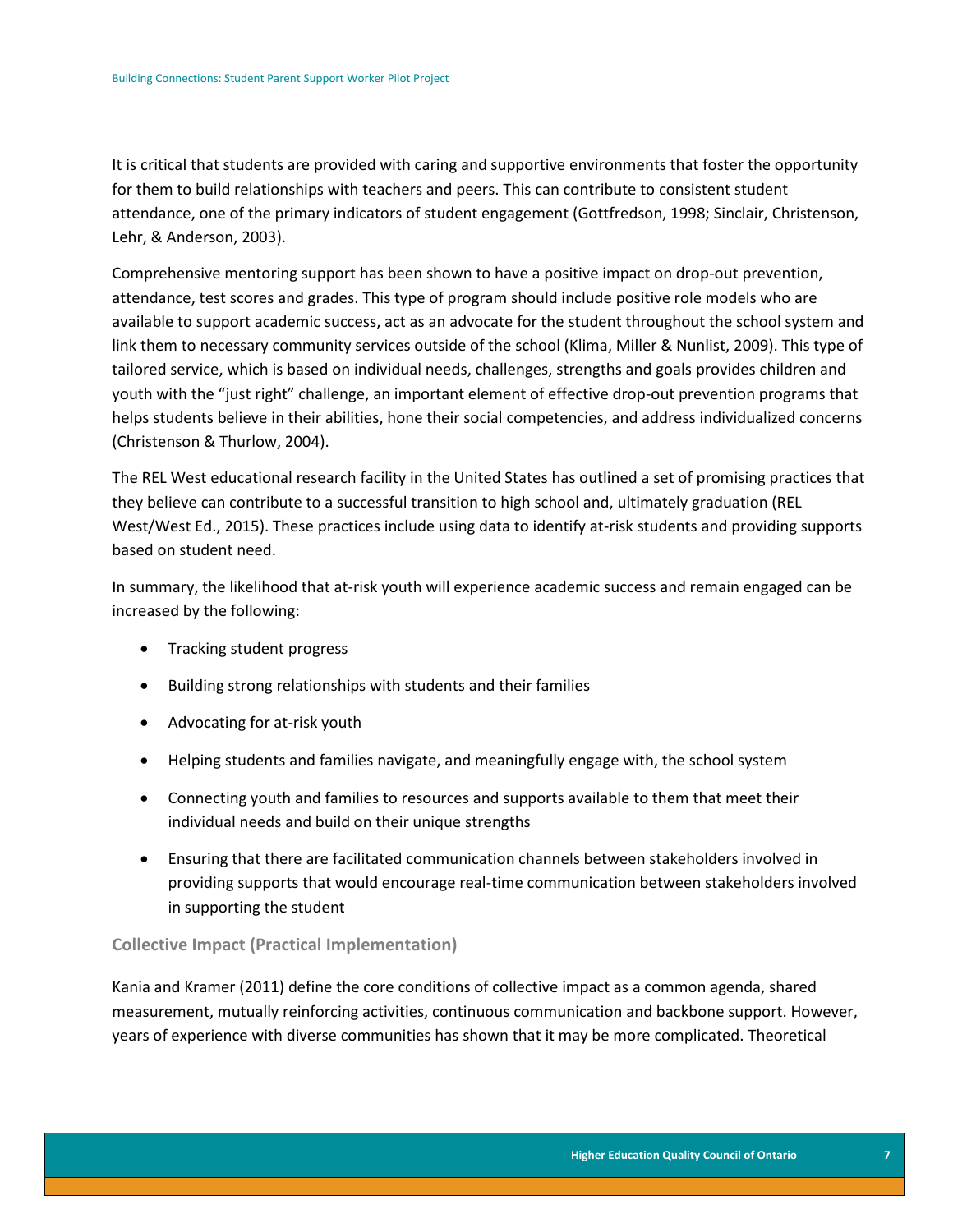It is critical that students are provided with caring and supportive environments that foster the opportunity for them to build relationships with teachers and peers. This can contribute to consistent student attendance, one of the primary indicators of student engagement (Gottfredson, 1998; Sinclair, Christenson, Lehr, & Anderson, 2003).

Comprehensive mentoring support has been shown to have a positive impact on drop-out prevention, attendance, test scores and grades. This type of program should include positive role models who are available to support academic success, act as an advocate for the student throughout the school system and link them to necessary community services outside of the school (Klima, Miller & Nunlist, 2009). This type of tailored service, which is based on individual needs, challenges, strengths and goals provides children and youth with the "just right" challenge, an important element of effective drop-out prevention programs that helps students believe in their abilities, hone their social competencies, and address individualized concerns (Christenson & Thurlow, 2004).

The REL West educational research facility in the United States has outlined a set of promising practices that they believe can contribute to a successful transition to high school and, ultimately graduation (REL West/West Ed., 2015). These practices include using data to identify at-risk students and providing supports based on student need.

In summary, the likelihood that at-risk youth will experience academic success and remain engaged can be increased by the following:

- Tracking student progress
- Building strong relationships with students and their families
- Advocating for at-risk youth
- Helping students and families navigate, and meaningfully engage with, the school system
- Connecting youth and families to resources and supports available to them that meet their individual needs and build on their unique strengths
- Ensuring that there are facilitated communication channels between stakeholders involved in providing supports that would encourage real-time communication between stakeholders involved in supporting the student

### Collective Impact (Practical Implementation)

Kania and Kramer (2011) define the core conditions of collective impact as a common agenda, shared measurement, mutually reinforcing activities, continuous communication and backbone support. However, years of experience with diverse communities has shown that it may be more complicated. Theoretical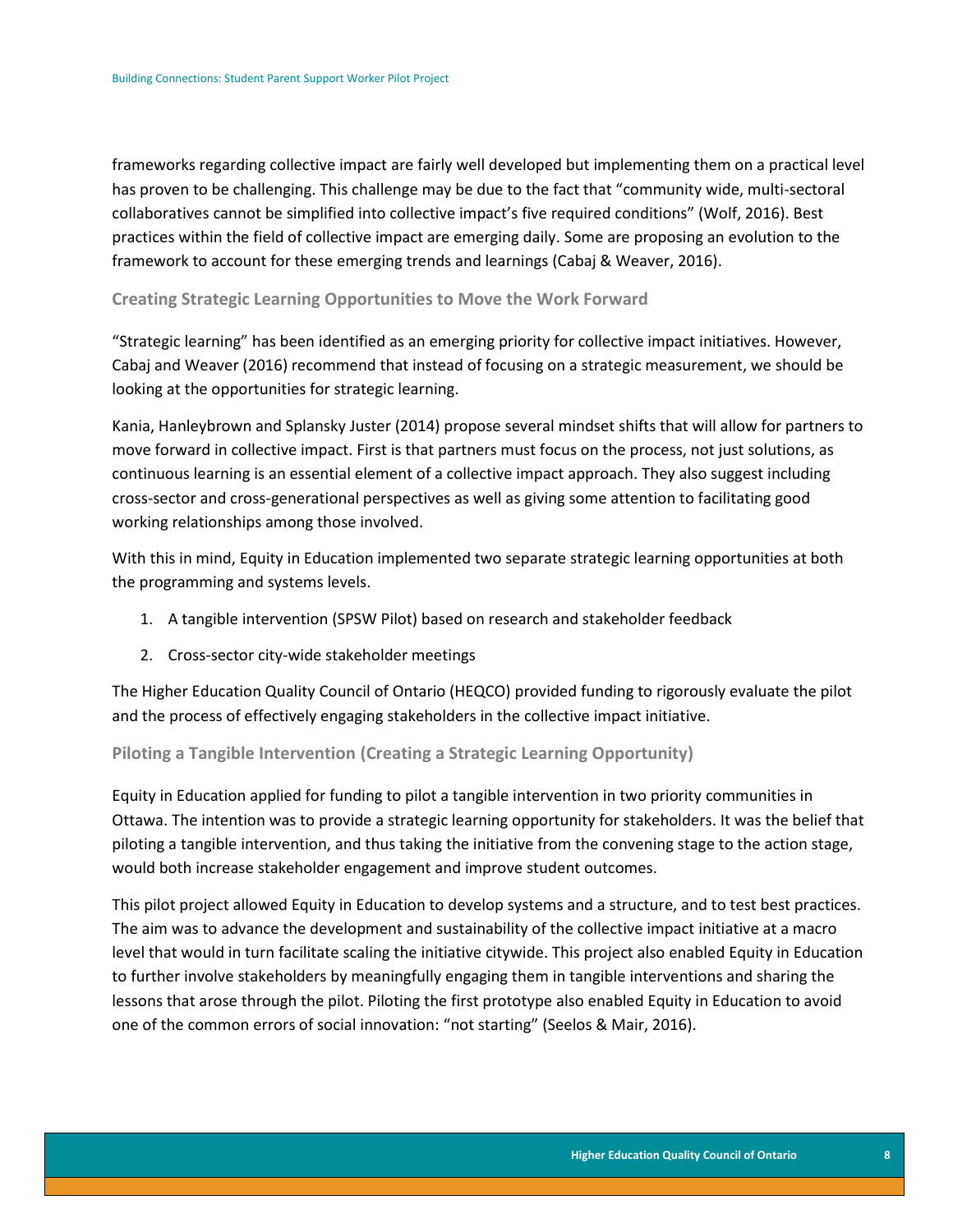frameworks regarding collective impact are fairly well developed but implementing them on a practical level has proven to be challenging. This challenge may be due to the fact that "community wide, multi-sectoral collaboratives cannot be simplified into collective impact's five required conditions" (Wolf, 2016). Best practices within the field of collective impact are emerging daily. Some are proposing an evolution to the framework to account for these emerging trends and learnings (Cabaj & Weaver, 2016).

### Creating Strategic Learning Opportunities to Move the Work Forward

"Strategic learning" has been identified as an emerging priority for collective impact initiatives. However, Cabaj and Weaver (2016) recommend that instead of focusing on a strategic measurement, we should be looking at the opportunities for strategic learning.

Kania, Hanleybrown and Splansky Juster (2014) propose several mindset shifts that will allow for partners to move forward in collective impact. First is that partners must focus on the process, not just solutions, as continuous learning is an essential element of a collective impact approach. They also suggest including cross-sector and cross-generational perspectives as well as giving some attention to facilitating good working relationships among those involved.

With this in mind, Equity in Education implemented two separate strategic learning opportunities at both the programming and systems levels.

1. A tangible intervention (SPSW Pilot) based on research and stakeholder feedback
2. Cross-sector city-wide stakeholder meetings

The Higher Education Quality Council of Ontario (HEQCO) provided funding to rigorously evaluate the pilot and the process of effectively engaging stakeholders in the collective impact initiative.

### Piloting a Tangible Intervention (Creating a Strategic Learning Opportunity)

Equity in Education applied for funding to pilot a tangible intervention in two priority communities in Ottawa. The intention was to provide a strategic learning opportunity for stakeholders. It was the belief that piloting a tangible intervention, and thus taking the initiative from the convening stage to the action stage, would both increase stakeholder engagement and improve student outcomes.

This pilot project allowed Equity in Education to develop systems and a structure, and to test best practices. The aim was to advance the development and sustainability of the collective impact initiative at a macro level that would in turn facilitate scaling the initiative citywide. This project also enabled Equity in Education to further involve stakeholders by meaningfully engaging them in tangible interventions and sharing the lessons that arose through the pilot. Piloting the first prototype also enabled Equity in Education to avoid one of the common errors of social innovation: "not starting" (Seelos & Mair, 2016).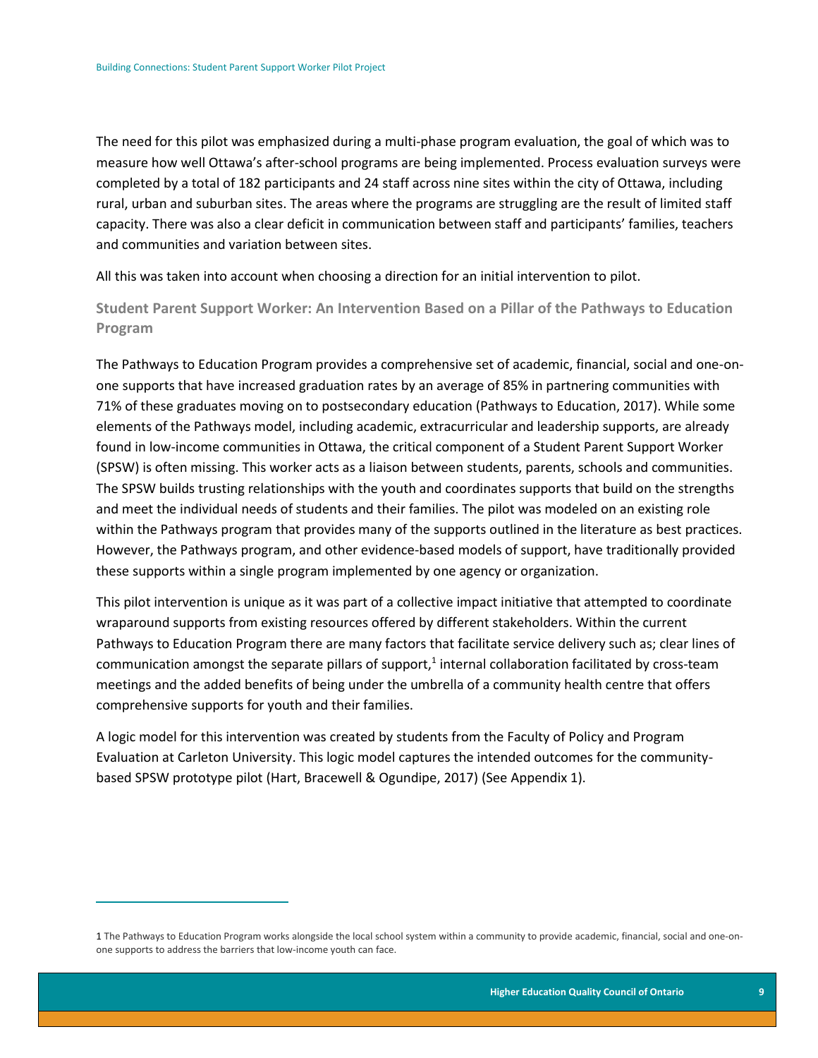The need for this pilot was emphasized during a multi-phase program evaluation, the goal of which was to measure how well Ottawa's after-school programs are being implemented. Process evaluation surveys were completed by a total of 182 participants and 24 staff across nine sites within the city of Ottawa, including rural, urban and suburban sites. The areas where the programs are struggling are the result of limited staff capacity. There was also a clear deficit in communication between staff and participants' families, teachers and communities and variation between sites.

All this was taken into account when choosing a direction for an initial intervention to pilot.

### Student Parent Support Worker: An Intervention Based on a Pillar of the Pathways to Education Program

The Pathways to Education Program provides a comprehensive set of academic, financial, social and one-on-one supports that have increased graduation rates by an average of 85% in partnering communities with 71% of these graduates moving on to postsecondary education (Pathways to Education, 2017). While some elements of the Pathways model, including academic, extracurricular and leadership supports, are already found in low-income communities in Ottawa, the critical component of a Student Parent Support Worker (SPSW) is often missing. This worker acts as a liaison between students, parents, schools and communities. The SPSW builds trusting relationships with the youth and coordinates supports that build on the strengths and meet the individual needs of students and their families. The pilot was modeled on an existing role within the Pathways program that provides many of the supports outlined in the literature as best practices. However, the Pathways program, and other evidence-based models of support, have traditionally provided these supports within a single program implemented by one agency or organization.

This pilot intervention is unique as it was part of a collective impact initiative that attempted to coordinate wraparound supports from existing resources offered by different stakeholders. Within the current Pathways to Education Program there are many factors that facilitate service delivery such as; clear lines of communication amongst the separate pillars of support,[1] internal collaboration facilitated by cross-team meetings and the added benefits of being under the umbrella of a community health centre that offers comprehensive supports for youth and their families.

A logic model for this intervention was created by students from the Faculty of Policy and Program Evaluation at Carleton University. This logic model captures the intended outcomes for the community-based SPSW prototype pilot (Hart, Bracewell & Ogundipe, 2017) (See Appendix 1).

---

1 The Pathways to Education Program works alongside the local school system within a community to provide academic, financial, social and one-on-one supports to address the barriers that low-income youth can face.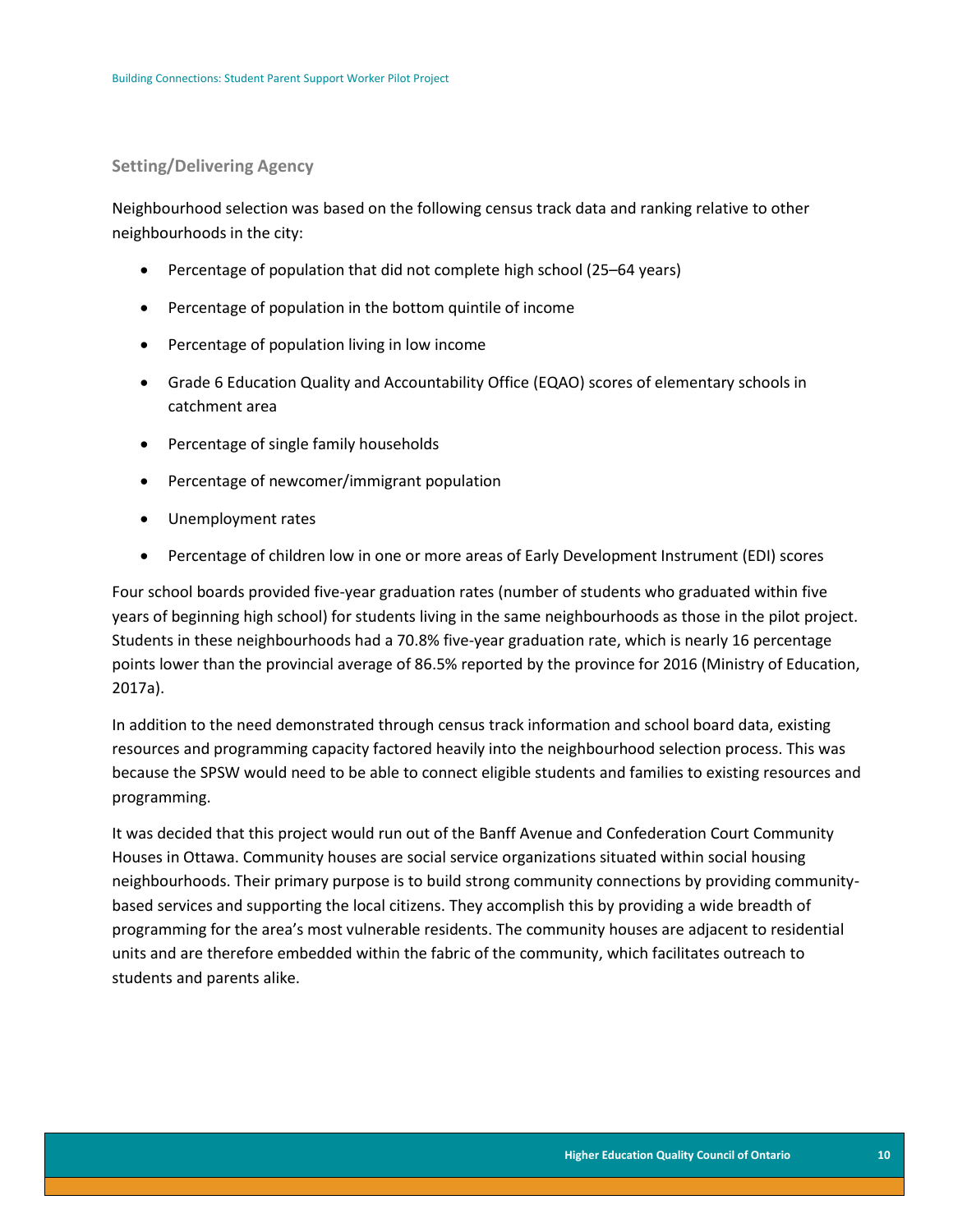### Setting/Delivering Agency

Neighbourhood selection was based on the following census track data and ranking relative to other neighbourhoods in the city:

- Percentage of population that did not complete high school (25–64 years)
- Percentage of population in the bottom quintile of income
- Percentage of population living in low income
- Grade 6 Education Quality and Accountability Office (EQAO) scores of elementary schools in catchment area
- Percentage of single family households
- Percentage of newcomer/immigrant population
- Unemployment rates
- Percentage of children low in one or more areas of Early Development Instrument (EDI) scores

Four school boards provided five-year graduation rates (number of students who graduated within five years of beginning high school) for students living in the same neighbourhoods as those in the pilot project. Students in these neighbourhoods had a 70.8% five-year graduation rate, which is nearly 16 percentage points lower than the provincial average of 86.5% reported by the province for 2016 (Ministry of Education, 2017a).

In addition to the need demonstrated through census track information and school board data, existing resources and programming capacity factored heavily into the neighbourhood selection process. This was because the SPSW would need to be able to connect eligible students and families to existing resources and programming.

It was decided that this project would run out of the Banff Avenue and Confederation Court Community Houses in Ottawa. Community houses are social service organizations situated within social housing neighbourhoods. Their primary purpose is to build strong community connections by providing community-based services and supporting the local citizens. They accomplish this by providing a wide breadth of programming for the area's most vulnerable residents. The community houses are adjacent to residential units and are therefore embedded within the fabric of the community, which facilitates outreach to students and parents alike.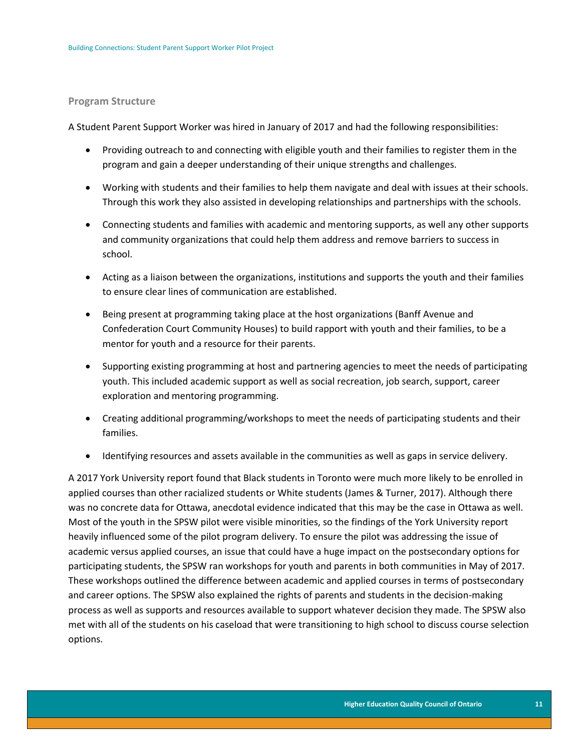### Program Structure

A Student Parent Support Worker was hired in January of 2017 and had the following responsibilities:

- Providing outreach to and connecting with eligible youth and their families to register them in the program and gain a deeper understanding of their unique strengths and challenges.
- Working with students and their families to help them navigate and deal with issues at their schools. Through this work they also assisted in developing relationships and partnerships with the schools.
- Connecting students and families with academic and mentoring supports, as well any other supports and community organizations that could help them address and remove barriers to success in school.
- Acting as a liaison between the organizations, institutions and supports the youth and their families to ensure clear lines of communication are established.
- Being present at programming taking place at the host organizations (Banff Avenue and Confederation Court Community Houses) to build rapport with youth and their families, to be a mentor for youth and a resource for their parents.
- Supporting existing programming at host and partnering agencies to meet the needs of participating youth. This included academic support as well as social recreation, job search, support, career exploration and mentoring programming.
- Creating additional programming/workshops to meet the needs of participating students and their families.
- Identifying resources and assets available in the communities as well as gaps in service delivery.

A 2017 York University report found that Black students in Toronto were much more likely to be enrolled in applied courses than other racialized students or White students (James & Turner, 2017). Although there was no concrete data for Ottawa, anecdotal evidence indicated that this may be the case in Ottawa as well. Most of the youth in the SPSW pilot were visible minorities, so the findings of the York University report heavily influenced some of the pilot program delivery. To ensure the pilot was addressing the issue of academic versus applied courses, an issue that could have a huge impact on the postsecondary options for participating students, the SPSW ran workshops for youth and parents in both communities in May of 2017. These workshops outlined the difference between academic and applied courses in terms of postsecondary and career options. The SPSW also explained the rights of parents and students in the decision-making process as well as supports and resources available to support whatever decision they made. The SPSW also met with all of the students on his caseload that were transitioning to high school to discuss course selection options.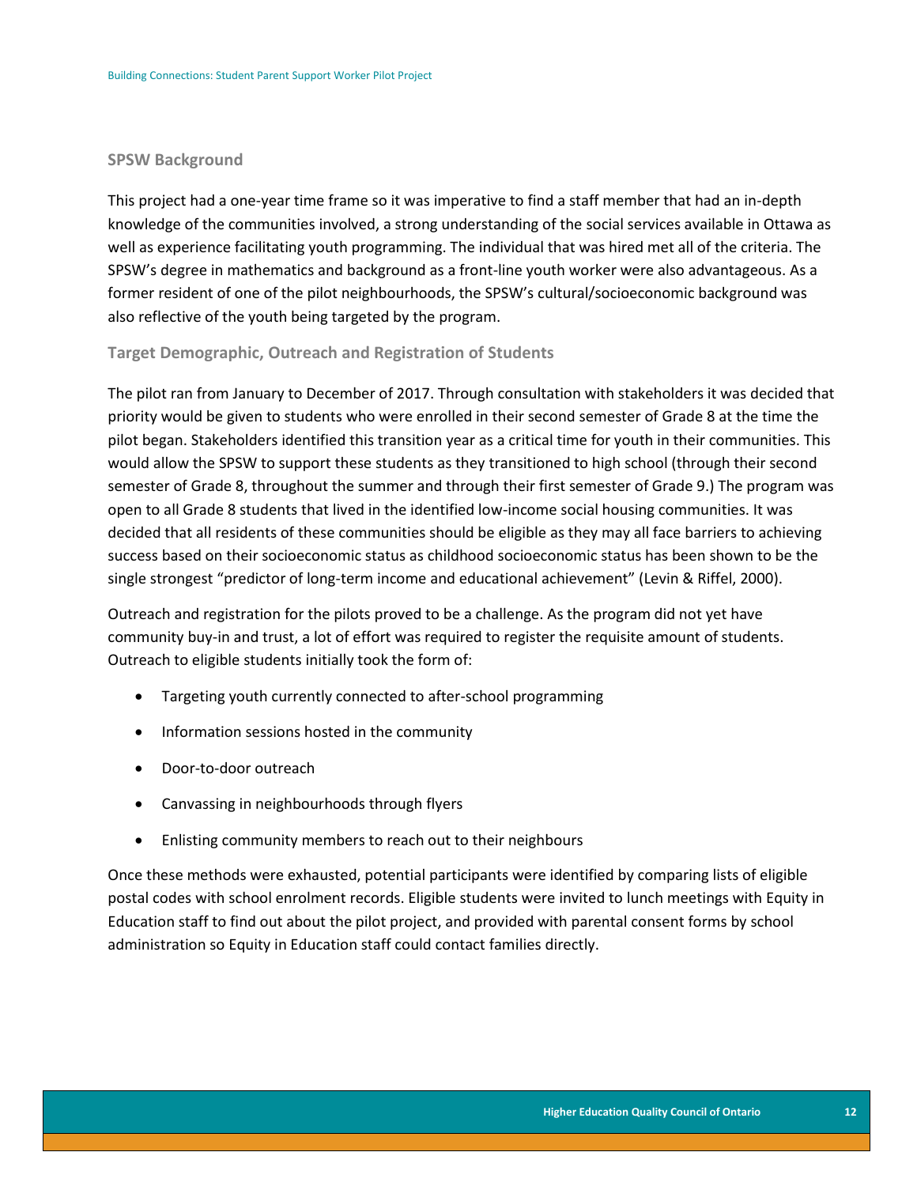### SPSW Background

This project had a one-year time frame so it was imperative to find a staff member that had an in-depth knowledge of the communities involved, a strong understanding of the social services available in Ottawa as well as experience facilitating youth programming. The individual that was hired met all of the criteria. The SPSW's degree in mathematics and background as a front-line youth worker were also advantageous. As a former resident of one of the pilot neighbourhoods, the SPSW's cultural/socioeconomic background was also reflective of the youth being targeted by the program.

### Target Demographic, Outreach and Registration of Students

The pilot ran from January to December of 2017. Through consultation with stakeholders it was decided that priority would be given to students who were enrolled in their second semester of Grade 8 at the time the pilot began. Stakeholders identified this transition year as a critical time for youth in their communities. This would allow the SPSW to support these students as they transitioned to high school (through their second semester of Grade 8, throughout the summer and through their first semester of Grade 9.) The program was open to all Grade 8 students that lived in the identified low-income social housing communities. It was decided that all residents of these communities should be eligible as they may all face barriers to achieving success based on their socioeconomic status as childhood socioeconomic status has been shown to be the single strongest "predictor of long-term income and educational achievement" (Levin & Riffel, 2000).

Outreach and registration for the pilots proved to be a challenge. As the program did not yet have community buy-in and trust, a lot of effort was required to register the requisite amount of students. Outreach to eligible students initially took the form of:

- Targeting youth currently connected to after-school programming
- Information sessions hosted in the community
- Door-to-door outreach
- Canvassing in neighbourhoods through flyers
- Enlisting community members to reach out to their neighbours

Once these methods were exhausted, potential participants were identified by comparing lists of eligible postal codes with school enrolment records. Eligible students were invited to lunch meetings with Equity in Education staff to find out about the pilot project, and provided with parental consent forms by school administration so Equity in Education staff could contact families directly.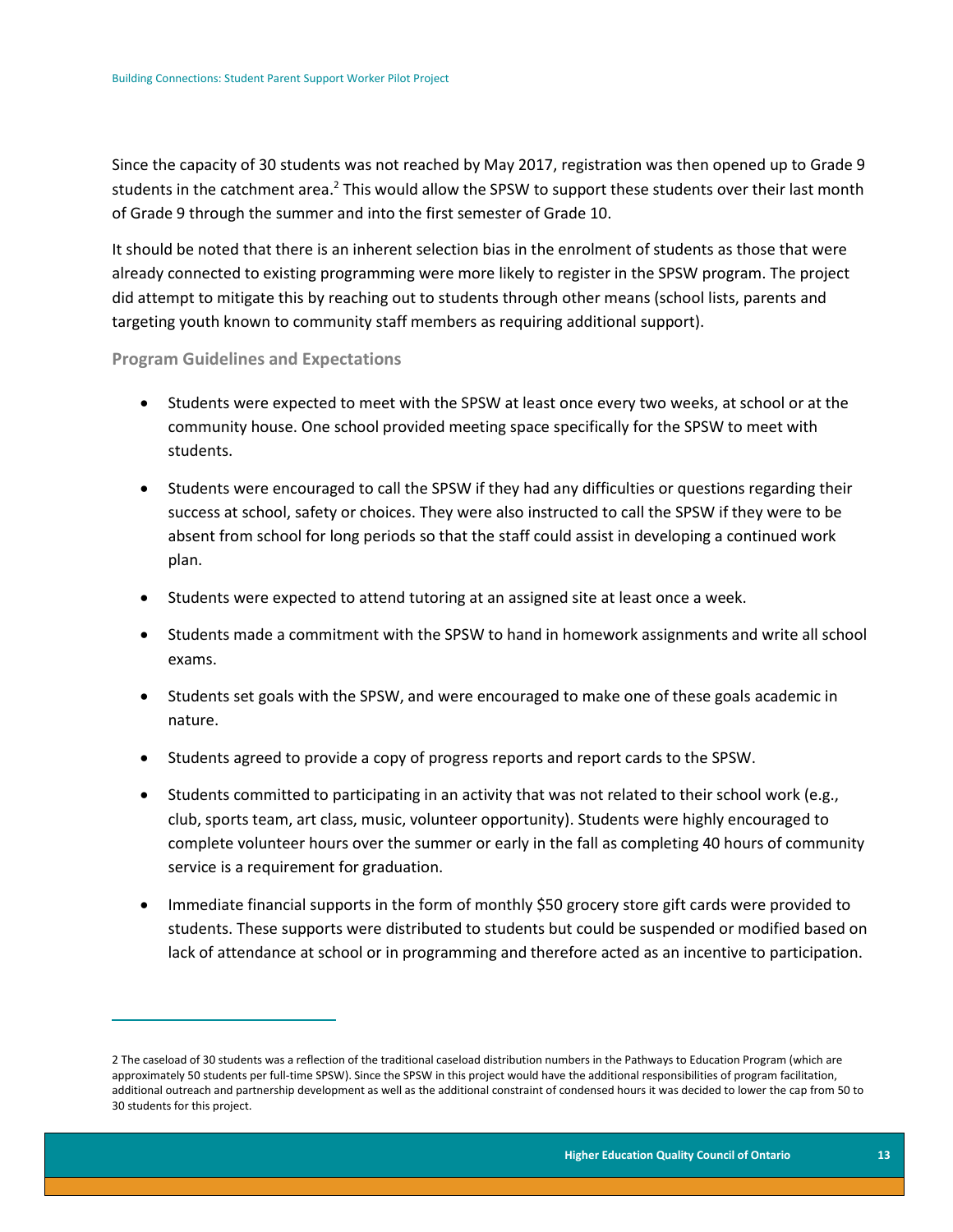Since the capacity of 30 students was not reached by May 2017, registration was then opened up to Grade 9 students in the catchment area.[2] This would allow the SPSW to support these students over their last month of Grade 9 through the summer and into the first semester of Grade 10.

It should be noted that there is an inherent selection bias in the enrolment of students as those that were already connected to existing programming were more likely to register in the SPSW program. The project did attempt to mitigate this by reaching out to students through other means (school lists, parents and targeting youth known to community staff members as requiring additional support).

### Program Guidelines and Expectations

- Students were expected to meet with the SPSW at least once every two weeks, at school or at the community house. One school provided meeting space specifically for the SPSW to meet with students.
- Students were encouraged to call the SPSW if they had any difficulties or questions regarding their success at school, safety or choices. They were also instructed to call the SPSW if they were to be absent from school for long periods so that the staff could assist in developing a continued work plan.
- Students were expected to attend tutoring at an assigned site at least once a week.
- Students made a commitment with the SPSW to hand in homework assignments and write all school exams.
- Students set goals with the SPSW, and were encouraged to make one of these goals academic in nature.
- Students agreed to provide a copy of progress reports and report cards to the SPSW.
- Students committed to participating in an activity that was not related to their school work (e.g., club, sports team, art class, music, volunteer opportunity). Students were highly encouraged to complete volunteer hours over the summer or early in the fall as completing 40 hours of community service is a requirement for graduation.
- Immediate financial supports in the form of monthly $50 grocery store gift cards were provided to students. These supports were distributed to students but could be suspended or modified based on lack of attendance at school or in programming and therefore acted as an incentive to participation.

---

[2] The caseload of 30 students was a reflection of the traditional caseload distribution numbers in the Pathways to Education Program (which are approximately 50 students per full-time SPSW). Since the SPSW in this project would have the additional responsibilities of program facilitation, additional outreach and partnership development as well as the additional constraint of condensed hours it was decided to lower the cap from 50 to 30 students for this project.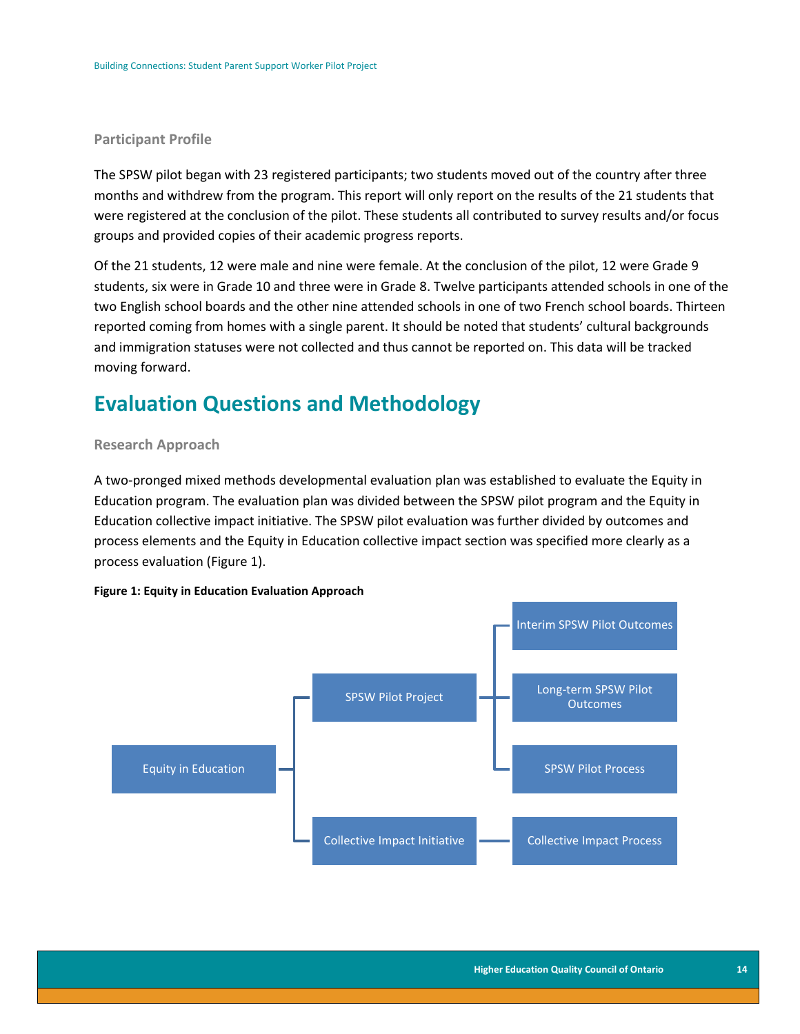### Participant Profile

The SPSW pilot began with 23 registered participants; two students moved out of the country after three months and withdrew from the program. This report will only report on the results of the 21 students that were registered at the conclusion of the pilot. These students all contributed to survey results and/or focus groups and provided copies of their academic progress reports.

Of the 21 students, 12 were male and nine were female. At the conclusion of the pilot, 12 were Grade 9 students, six were in Grade 10 and three were in Grade 8. Twelve participants attended schools in one of the two English school boards and the other nine attended schools in one of two French school boards. Thirteen reported coming from homes with a single parent. It should be noted that students' cultural backgrounds and immigration statuses were not collected and thus cannot be reported on. This data will be tracked moving forward.

## Evaluation Questions and Methodology

### Research Approach

A two-pronged mixed methods developmental evaluation plan was established to evaluate the Equity in Education program. The evaluation plan was divided between the SPSW pilot program and the Equity in Education collective impact initiative. The SPSW pilot evaluation was further divided by outcomes and process elements and the Equity in Education collective impact section was specified more clearly as a process evaluation (Figure 1).

**Figure 1: Equity in Education Evaluation Approach**

- Equity in Education
  - SPSW Pilot Project
    - Interim SPSW Pilot Outcomes
    - Long-term SPSW Pilot Outcomes
    - SPSW Pilot Process
  - Collective Impact Initiative
    - Collective Impact Process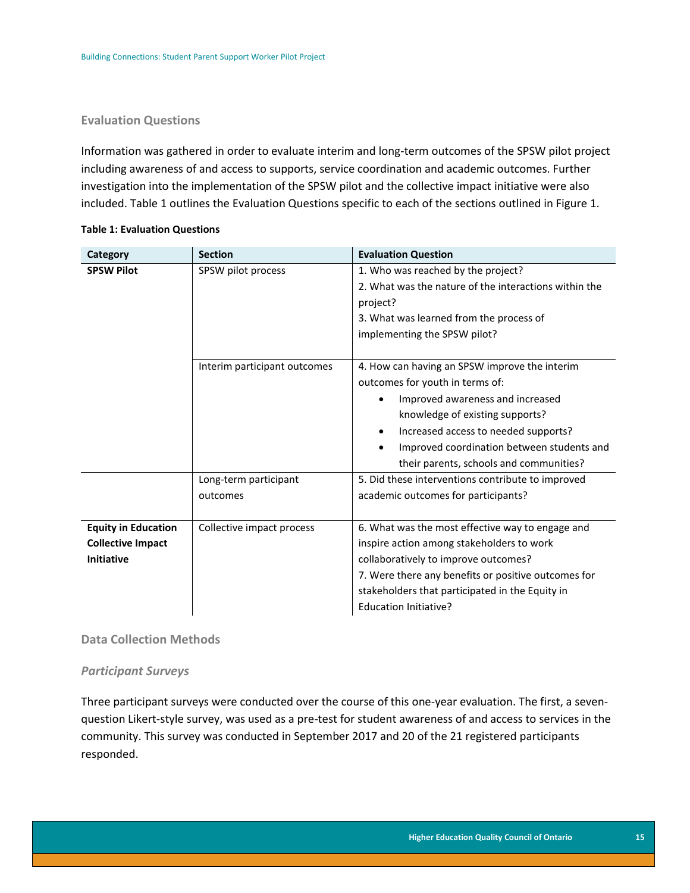### Evaluation Questions

Information was gathered in order to evaluate interim and long-term outcomes of the SPSW pilot project including awareness of and access to supports, service coordination and academic outcomes. Further investigation into the implementation of the SPSW pilot and the collective impact initiative were also included. Table 1 outlines the Evaluation Questions specific to each of the sections outlined in Figure 1.

**Table 1: Evaluation Questions**

| Category | Section | Evaluation Question |
|---|---|---|
| **SPSW Pilot** | SPSW pilot process | 1. Who was reached by the project?<br>2. What was the nature of the interactions within the project?<br>3. What was learned from the process of implementing the SPSW pilot? |
| | Interim participant outcomes | 4. How can having an SPSW improve the interim outcomes for youth in terms of:<br>• Improved awareness and increased knowledge of existing supports?<br>• Increased access to needed supports?<br>• Improved coordination between students and their parents, schools and communities? |
| | Long-term participant outcomes | 5. Did these interventions contribute to improved academic outcomes for participants? |
| **Equity in Education Collective Impact Initiative** | Collective impact process | 6. What was the most effective way to engage and inspire action among stakeholders to work collaboratively to improve outcomes?<br>7. Were there any benefits or positive outcomes for stakeholders that participated in the Equity in Education Initiative? |

### Data Collection Methods

#### *Participant Surveys*

Three participant surveys were conducted over the course of this one-year evaluation. The first, a seven-question Likert-style survey, was used as a pre-test for student awareness of and access to services in the community. This survey was conducted in September 2017 and 20 of the 21 registered participants responded.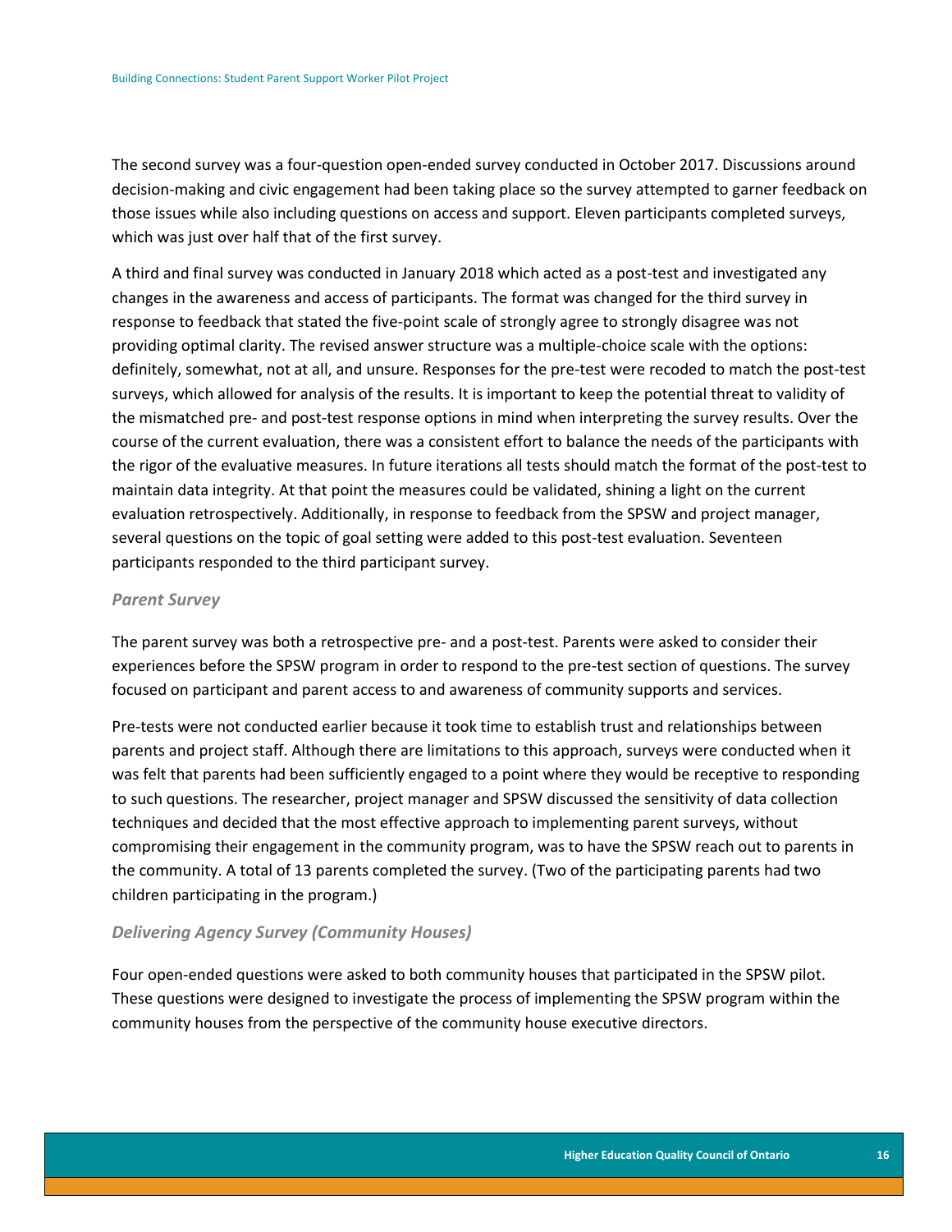The second survey was a four-question open-ended survey conducted in October 2017. Discussions around decision-making and civic engagement had been taking place so the survey attempted to garner feedback on those issues while also including questions on access and support. Eleven participants completed surveys, which was just over half that of the first survey.

A third and final survey was conducted in January 2018 which acted as a post-test and investigated any changes in the awareness and access of participants. The format was changed for the third survey in response to feedback that stated the five-point scale of strongly agree to strongly disagree was not providing optimal clarity. The revised answer structure was a multiple-choice scale with the options: definitely, somewhat, not at all, and unsure. Responses for the pre-test were recoded to match the post-test surveys, which allowed for analysis of the results. It is important to keep the potential threat to validity of the mismatched pre- and post-test response options in mind when interpreting the survey results. Over the course of the current evaluation, there was a consistent effort to balance the needs of the participants with the rigor of the evaluative measures. In future iterations all tests should match the format of the post-test to maintain data integrity. At that point the measures could be validated, shining a light on the current evaluation retrospectively. Additionally, in response to feedback from the SPSW and project manager, several questions on the topic of goal setting were added to this post-test evaluation. Seventeen participants responded to the third participant survey.

### *Parent Survey*

The parent survey was both a retrospective pre- and a post-test. Parents were asked to consider their experiences before the SPSW program in order to respond to the pre-test section of questions. The survey focused on participant and parent access to and awareness of community supports and services.

Pre-tests were not conducted earlier because it took time to establish trust and relationships between parents and project staff. Although there are limitations to this approach, surveys were conducted when it was felt that parents had been sufficiently engaged to a point where they would be receptive to responding to such questions. The researcher, project manager and SPSW discussed the sensitivity of data collection techniques and decided that the most effective approach to implementing parent surveys, without compromising their engagement in the community program, was to have the SPSW reach out to parents in the community. A total of 13 parents completed the survey. (Two of the participating parents had two children participating in the program.)

### *Delivering Agency Survey (Community Houses)*

Four open-ended questions were asked to both community houses that participated in the SPSW pilot. These questions were designed to investigate the process of implementing the SPSW program within the community houses from the perspective of the community house executive directors.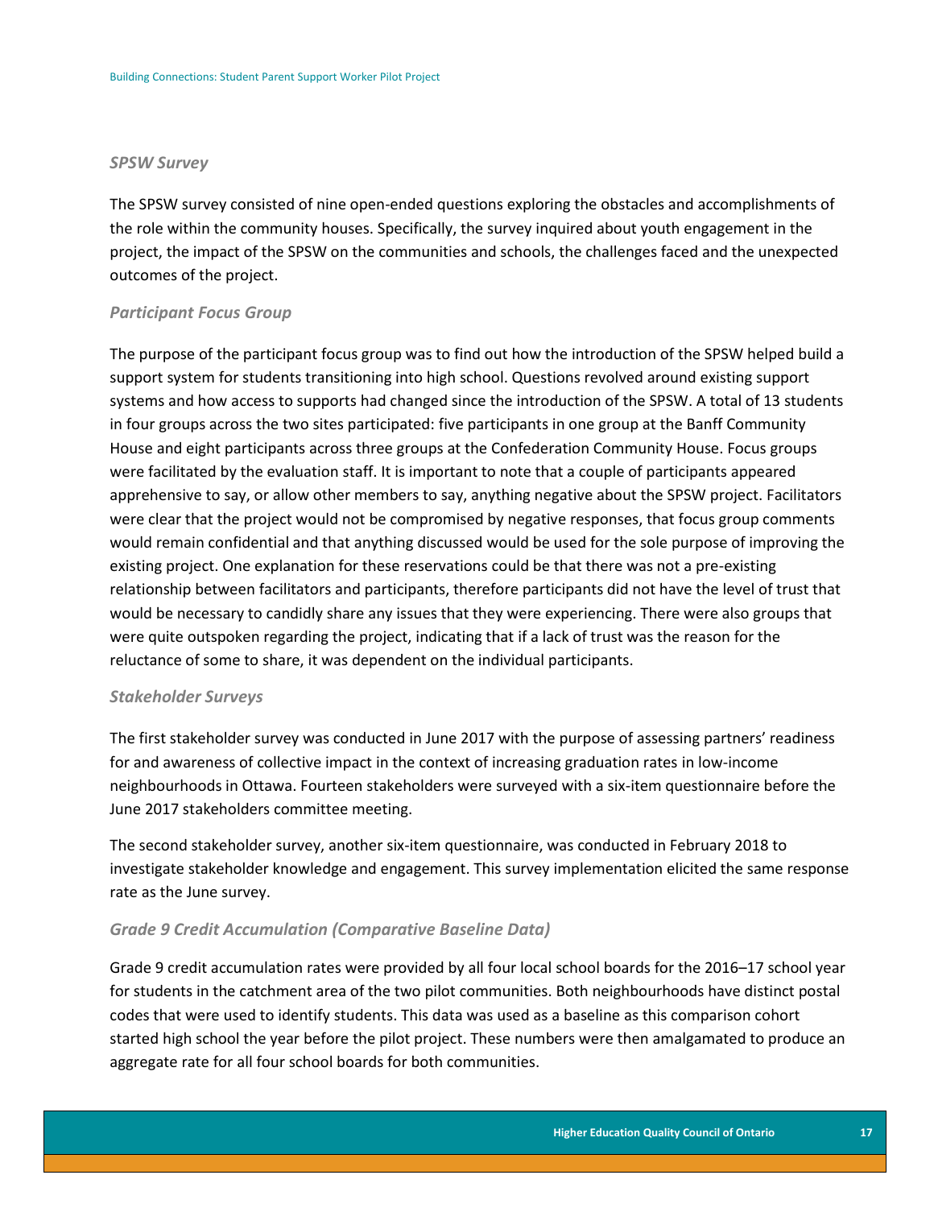#### *SPSW Survey*

The SPSW survey consisted of nine open-ended questions exploring the obstacles and accomplishments of the role within the community houses. Specifically, the survey inquired about youth engagement in the project, the impact of the SPSW on the communities and schools, the challenges faced and the unexpected outcomes of the project.

#### *Participant Focus Group*

The purpose of the participant focus group was to find out how the introduction of the SPSW helped build a support system for students transitioning into high school. Questions revolved around existing support systems and how access to supports had changed since the introduction of the SPSW. A total of 13 students in four groups across the two sites participated: five participants in one group at the Banff Community House and eight participants across three groups at the Confederation Community House. Focus groups were facilitated by the evaluation staff. It is important to note that a couple of participants appeared apprehensive to say, or allow other members to say, anything negative about the SPSW project. Facilitators were clear that the project would not be compromised by negative responses, that focus group comments would remain confidential and that anything discussed would be used for the sole purpose of improving the existing project. One explanation for these reservations could be that there was not a pre-existing relationship between facilitators and participants, therefore participants did not have the level of trust that would be necessary to candidly share any issues that they were experiencing. There were also groups that were quite outspoken regarding the project, indicating that if a lack of trust was the reason for the reluctance of some to share, it was dependent on the individual participants.

#### *Stakeholder Surveys*

The first stakeholder survey was conducted in June 2017 with the purpose of assessing partners' readiness for and awareness of collective impact in the context of increasing graduation rates in low-income neighbourhoods in Ottawa. Fourteen stakeholders were surveyed with a six-item questionnaire before the June 2017 stakeholders committee meeting.

The second stakeholder survey, another six-item questionnaire, was conducted in February 2018 to investigate stakeholder knowledge and engagement. This survey implementation elicited the same response rate as the June survey.

#### *Grade 9 Credit Accumulation (Comparative Baseline Data)*

Grade 9 credit accumulation rates were provided by all four local school boards for the 2016–17 school year for students in the catchment area of the two pilot communities. Both neighbourhoods have distinct postal codes that were used to identify students. This data was used as a baseline as this comparison cohort started high school the year before the pilot project. These numbers were then amalgamated to produce an aggregate rate for all four school boards for both communities.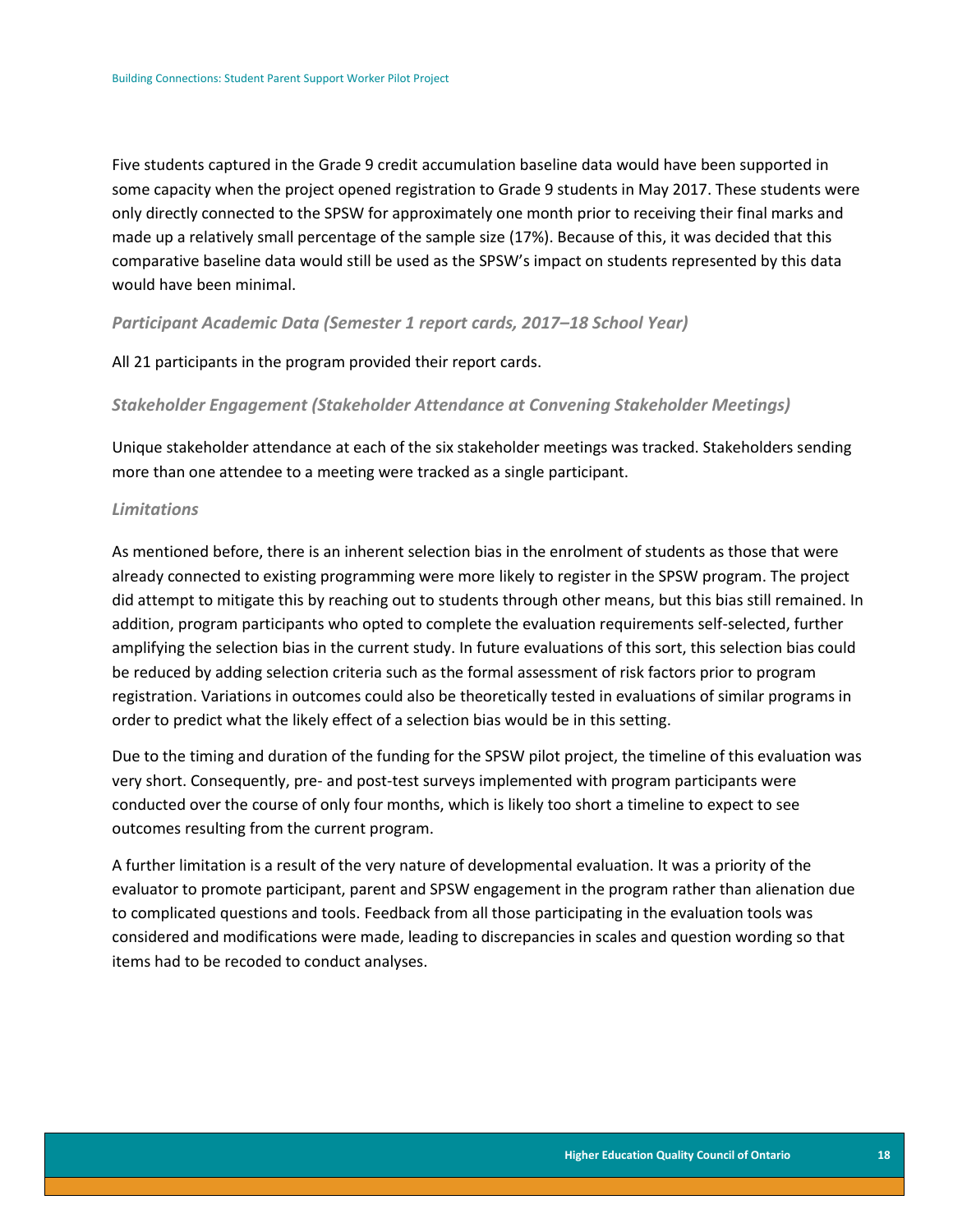Five students captured in the Grade 9 credit accumulation baseline data would have been supported in some capacity when the project opened registration to Grade 9 students in May 2017. These students were only directly connected to the SPSW for approximately one month prior to receiving their final marks and made up a relatively small percentage of the sample size (17%). Because of this, it was decided that this comparative baseline data would still be used as the SPSW's impact on students represented by this data would have been minimal.

### *Participant Academic Data (Semester 1 report cards, 2017–18 School Year)*

All 21 participants in the program provided their report cards.

### *Stakeholder Engagement (Stakeholder Attendance at Convening Stakeholder Meetings)*

Unique stakeholder attendance at each of the six stakeholder meetings was tracked. Stakeholders sending more than one attendee to a meeting were tracked as a single participant.

### *Limitations*

As mentioned before, there is an inherent selection bias in the enrolment of students as those that were already connected to existing programming were more likely to register in the SPSW program. The project did attempt to mitigate this by reaching out to students through other means, but this bias still remained. In addition, program participants who opted to complete the evaluation requirements self-selected, further amplifying the selection bias in the current study. In future evaluations of this sort, this selection bias could be reduced by adding selection criteria such as the formal assessment of risk factors prior to program registration. Variations in outcomes could also be theoretically tested in evaluations of similar programs in order to predict what the likely effect of a selection bias would be in this setting.

Due to the timing and duration of the funding for the SPSW pilot project, the timeline of this evaluation was very short. Consequently, pre- and post-test surveys implemented with program participants were conducted over the course of only four months, which is likely too short a timeline to expect to see outcomes resulting from the current program.

A further limitation is a result of the very nature of developmental evaluation. It was a priority of the evaluator to promote participant, parent and SPSW engagement in the program rather than alienation due to complicated questions and tools. Feedback from all those participating in the evaluation tools was considered and modifications were made, leading to discrepancies in scales and question wording so that items had to be recoded to conduct analyses.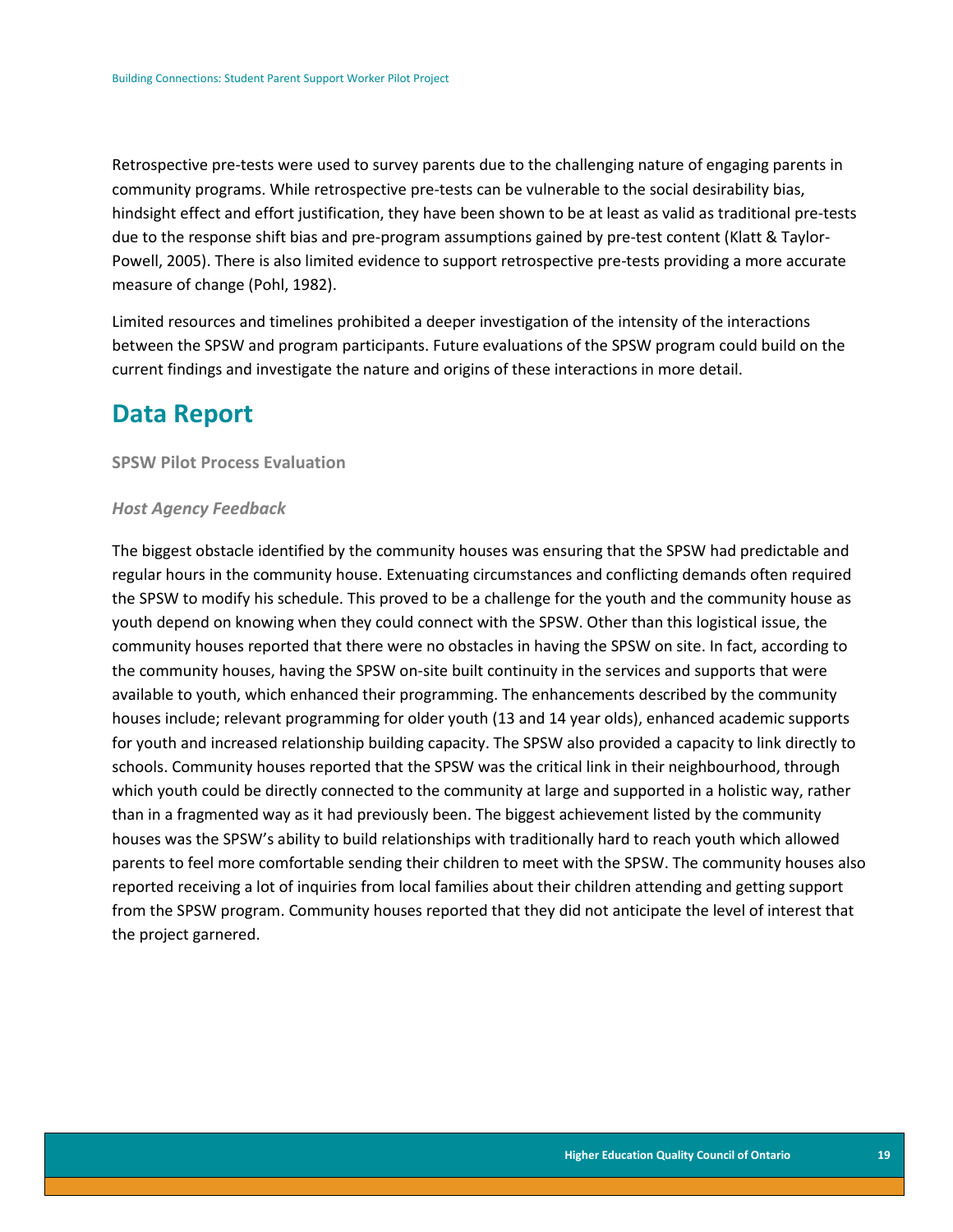Retrospective pre-tests were used to survey parents due to the challenging nature of engaging parents in community programs. While retrospective pre-tests can be vulnerable to the social desirability bias, hindsight effect and effort justification, they have been shown to be at least as valid as traditional pre-tests due to the response shift bias and pre-program assumptions gained by pre-test content (Klatt & Taylor-Powell, 2005). There is also limited evidence to support retrospective pre-tests providing a more accurate measure of change (Pohl, 1982).

Limited resources and timelines prohibited a deeper investigation of the intensity of the interactions between the SPSW and program participants. Future evaluations of the SPSW program could build on the current findings and investigate the nature and origins of these interactions in more detail.

# Data Report

### SPSW Pilot Process Evaluation

#### *Host Agency Feedback*

The biggest obstacle identified by the community houses was ensuring that the SPSW had predictable and regular hours in the community house. Extenuating circumstances and conflicting demands often required the SPSW to modify his schedule. This proved to be a challenge for the youth and the community house as youth depend on knowing when they could connect with the SPSW. Other than this logistical issue, the community houses reported that there were no obstacles in having the SPSW on site. In fact, according to the community houses, having the SPSW on-site built continuity in the services and supports that were available to youth, which enhanced their programming. The enhancements described by the community houses include; relevant programming for older youth (13 and 14 year olds), enhanced academic supports for youth and increased relationship building capacity. The SPSW also provided a capacity to link directly to schools. Community houses reported that the SPSW was the critical link in their neighbourhood, through which youth could be directly connected to the community at large and supported in a holistic way, rather than in a fragmented way as it had previously been. The biggest achievement listed by the community houses was the SPSW's ability to build relationships with traditionally hard to reach youth which allowed parents to feel more comfortable sending their children to meet with the SPSW. The community houses also reported receiving a lot of inquiries from local families about their children attending and getting support from the SPSW program. Community houses reported that they did not anticipate the level of interest that the project garnered.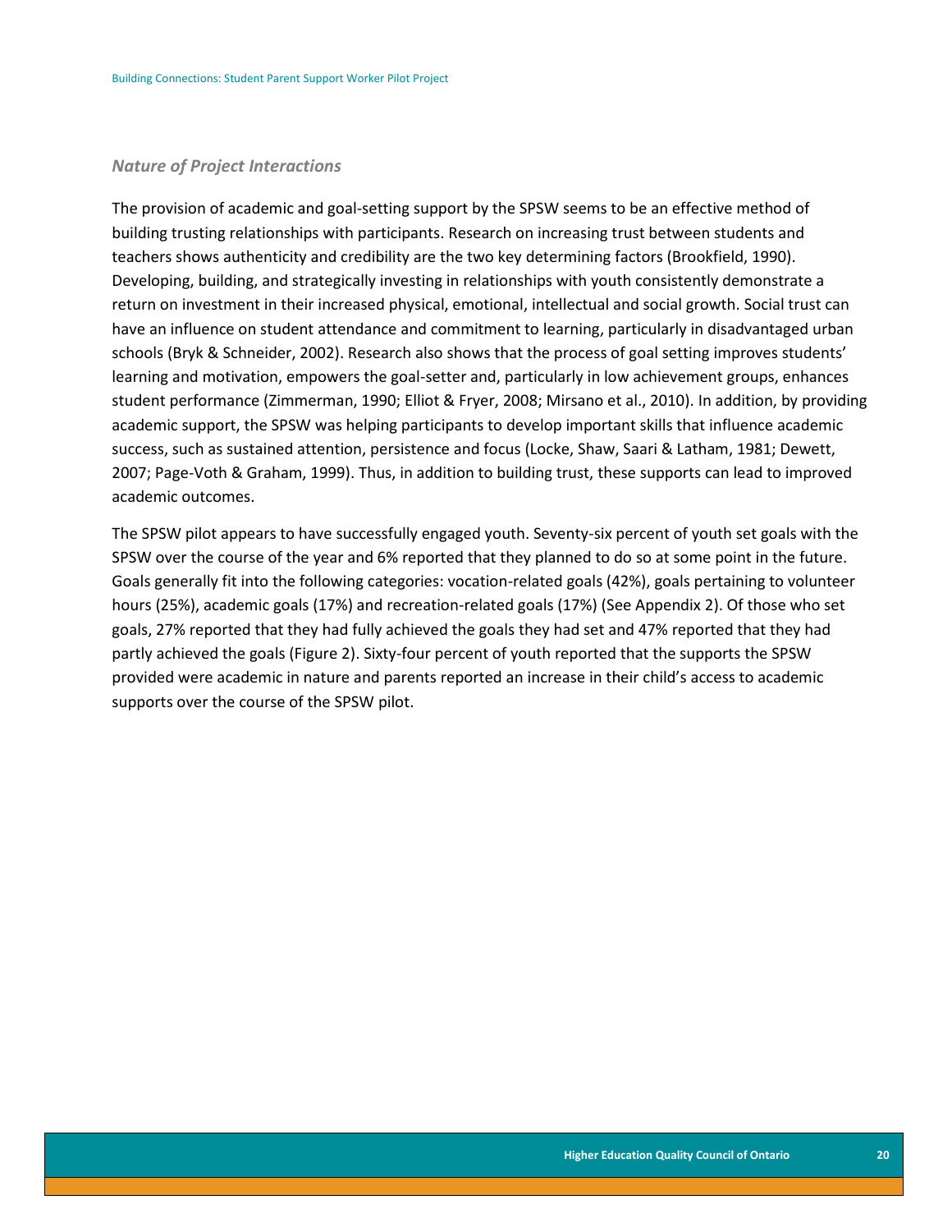### *Nature of Project Interactions*

The provision of academic and goal-setting support by the SPSW seems to be an effective method of building trusting relationships with participants. Research on increasing trust between students and teachers shows authenticity and credibility are the two key determining factors (Brookfield, 1990). Developing, building, and strategically investing in relationships with youth consistently demonstrate a return on investment in their increased physical, emotional, intellectual and social growth. Social trust can have an influence on student attendance and commitment to learning, particularly in disadvantaged urban schools (Bryk & Schneider, 2002). Research also shows that the process of goal setting improves students' learning and motivation, empowers the goal-setter and, particularly in low achievement groups, enhances student performance (Zimmerman, 1990; Elliot & Fryer, 2008; Mirsano et al., 2010). In addition, by providing academic support, the SPSW was helping participants to develop important skills that influence academic success, such as sustained attention, persistence and focus (Locke, Shaw, Saari & Latham, 1981; Dewett, 2007; Page-Voth & Graham, 1999). Thus, in addition to building trust, these supports can lead to improved academic outcomes.

The SPSW pilot appears to have successfully engaged youth. Seventy-six percent of youth set goals with the SPSW over the course of the year and 6% reported that they planned to do so at some point in the future. Goals generally fit into the following categories: vocation-related goals (42%), goals pertaining to volunteer hours (25%), academic goals (17%) and recreation-related goals (17%) (See Appendix 2). Of those who set goals, 27% reported that they had fully achieved the goals they had set and 47% reported that they had partly achieved the goals (Figure 2). Sixty-four percent of youth reported that the supports the SPSW provided were academic in nature and parents reported an increase in their child's access to academic supports over the course of the SPSW pilot.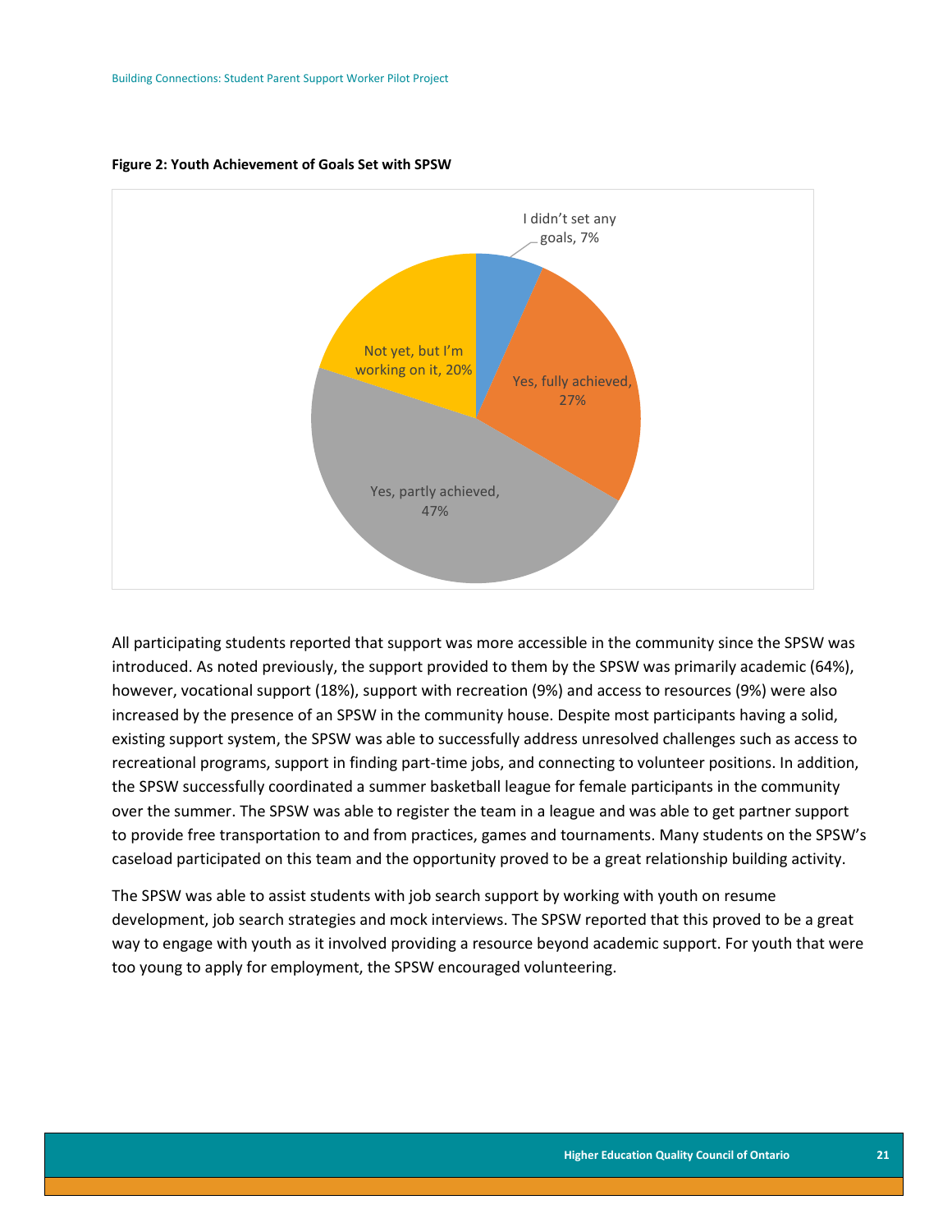**Figure 2: Youth Achievement of Goals Set with SPSW**

| Response | Percentage |
|---|---|
| I didn't set any goals | 7% |
| Yes, fully achieved | 27% |
| Yes, partly achieved | 47% |
| Not yet, but I'm working on it | 20% |

All participating students reported that support was more accessible in the community since the SPSW was introduced. As noted previously, the support provided to them by the SPSW was primarily academic (64%), however, vocational support (18%), support with recreation (9%) and access to resources (9%) were also increased by the presence of an SPSW in the community house. Despite most participants having a solid, existing support system, the SPSW was able to successfully address unresolved challenges such as access to recreational programs, support in finding part-time jobs, and connecting to volunteer positions. In addition, the SPSW successfully coordinated a summer basketball league for female participants in the community over the summer. The SPSW was able to register the team in a league and was able to get partner support to provide free transportation to and from practices, games and tournaments. Many students on the SPSW's caseload participated on this team and the opportunity proved to be a great relationship building activity.

The SPSW was able to assist students with job search support by working with youth on resume development, job search strategies and mock interviews. The SPSW reported that this proved to be a great way to engage with youth as it involved providing a resource beyond academic support. For youth that were too young to apply for employment, the SPSW encouraged volunteering.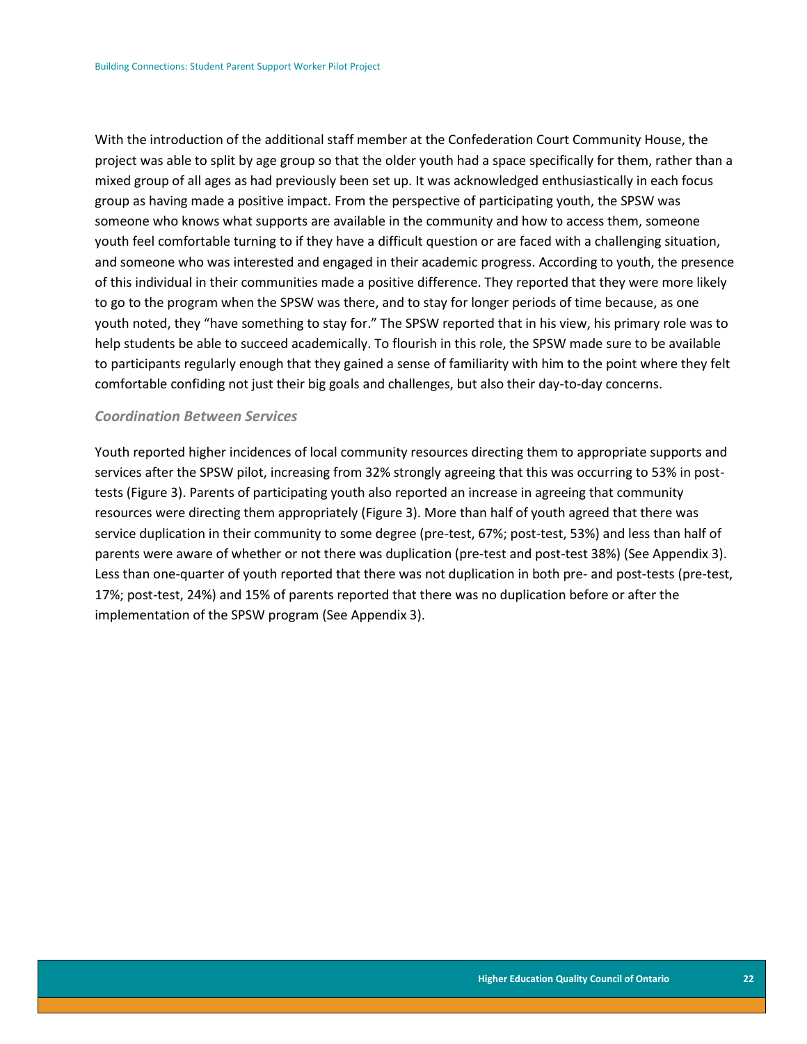With the introduction of the additional staff member at the Confederation Court Community House, the project was able to split by age group so that the older youth had a space specifically for them, rather than a mixed group of all ages as had previously been set up. It was acknowledged enthusiastically in each focus group as having made a positive impact. From the perspective of participating youth, the SPSW was someone who knows what supports are available in the community and how to access them, someone youth feel comfortable turning to if they have a difficult question or are faced with a challenging situation, and someone who was interested and engaged in their academic progress. According to youth, the presence of this individual in their communities made a positive difference. They reported that they were more likely to go to the program when the SPSW was there, and to stay for longer periods of time because, as one youth noted, they "have something to stay for." The SPSW reported that in his view, his primary role was to help students be able to succeed academically. To flourish in this role, the SPSW made sure to be available to participants regularly enough that they gained a sense of familiarity with him to the point where they felt comfortable confiding not just their big goals and challenges, but also their day-to-day concerns.

### *Coordination Between Services*

Youth reported higher incidences of local community resources directing them to appropriate supports and services after the SPSW pilot, increasing from 32% strongly agreeing that this was occurring to 53% in post-tests (Figure 3). Parents of participating youth also reported an increase in agreeing that community resources were directing them appropriately (Figure 3). More than half of youth agreed that there was service duplication in their community to some degree (pre-test, 67%; post-test, 53%) and less than half of parents were aware of whether or not there was duplication (pre-test and post-test 38%) (See Appendix 3). Less than one-quarter of youth reported that there was not duplication in both pre- and post-tests (pre-test, 17%; post-test, 24%) and 15% of parents reported that there was no duplication before or after the implementation of the SPSW program (See Appendix 3).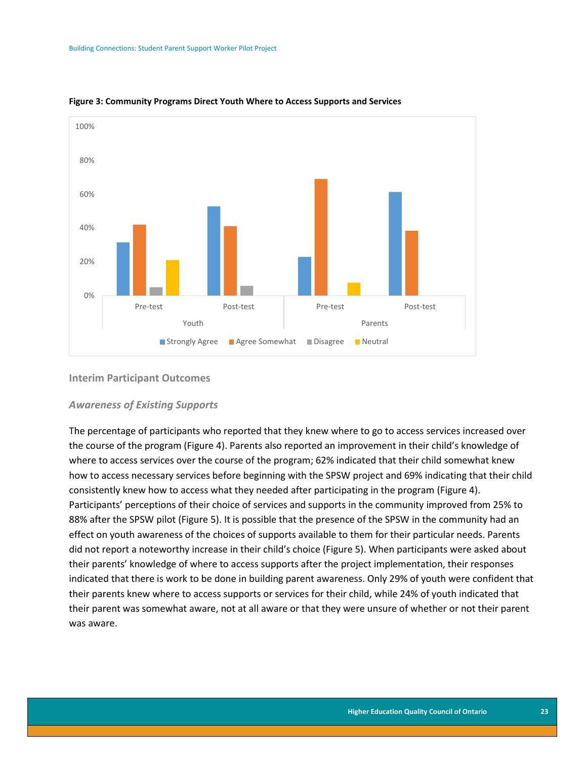**Figure 3: Community Programs Direct Youth Where to Access Supports and Services**

## Interim Participant Outcomes

### *Awareness of Existing Supports*

The percentage of participants who reported that they knew where to go to access services increased over the course of the program (Figure 4). Parents also reported an improvement in their child's knowledge of where to access services over the course of the program; 62% indicated that their child somewhat knew how to access necessary services before beginning with the SPSW project and 69% indicating that their child consistently knew how to access what they needed after participating in the program (Figure 4). Participants' perceptions of their choice of services and supports in the community improved from 25% to 88% after the SPSW pilot (Figure 5). It is possible that the presence of the SPSW in the community had an effect on youth awareness of the choices of supports available to them for their particular needs. Parents did not report a noteworthy increase in their child's choice (Figure 5). When participants were asked about their parents' knowledge of where to access supports after the project implementation, their responses indicated that there is work to be done in building parent awareness. Only 29% of youth were confident that their parents knew where to access supports or services for their child, while 24% of youth indicated that their parent was somewhat aware, not at all aware or that they were unsure of whether or not their parent was aware.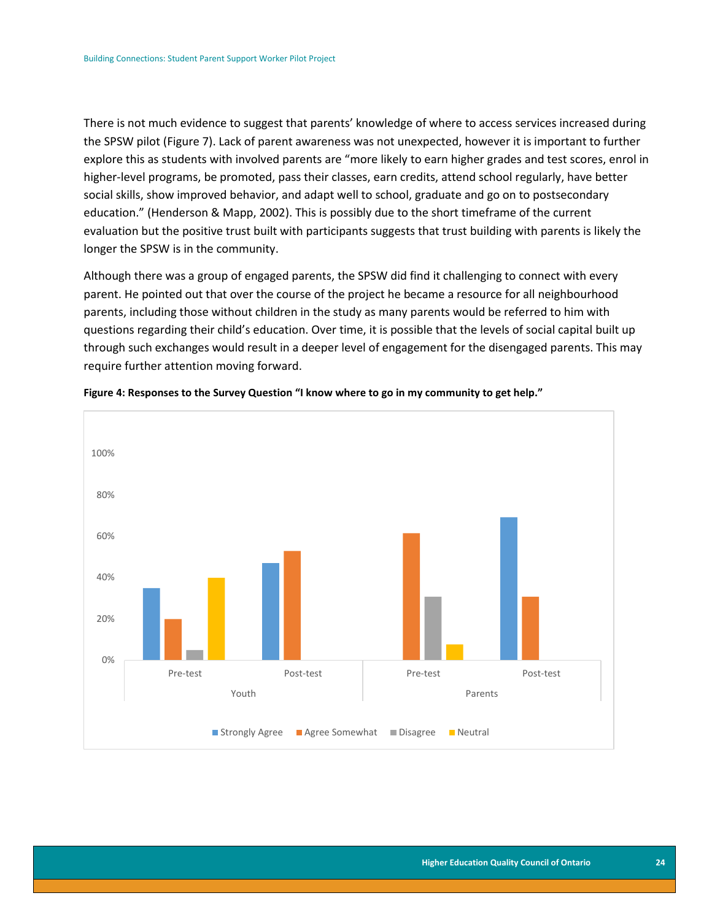There is not much evidence to suggest that parents' knowledge of where to access services increased during the SPSW pilot (Figure 7). Lack of parent awareness was not unexpected, however it is important to further explore this as students with involved parents are "more likely to earn higher grades and test scores, enrol in higher-level programs, be promoted, pass their classes, earn credits, attend school regularly, have better social skills, show improved behavior, and adapt well to school, graduate and go on to postsecondary education." (Henderson & Mapp, 2002). This is possibly due to the short timeframe of the current evaluation but the positive trust built with participants suggests that trust building with parents is likely the longer the SPSW is in the community.

Although there was a group of engaged parents, the SPSW did find it challenging to connect with every parent. He pointed out that over the course of the project he became a resource for all neighbourhood parents, including those without children in the study as many parents would be referred to him with questions regarding their child's education. Over time, it is possible that the levels of social capital built up through such exchanges would result in a deeper level of engagement for the disengaged parents. This may require further attention moving forward.

**Figure 4: Responses to the Survey Question "I know where to go in my community to get help."**

| Group | Test | Strongly Agree | Agree Somewhat | Disagree | Neutral |
|---|---|---|---|---|---|
| Youth | Pre-test | ~35% | ~20% | ~5% | ~40% |
| Youth | Post-test | ~47% | ~53% | | |
| Parents | Pre-test | | ~62% | ~31% | ~8% |
| Parents | Post-test | ~69% | ~31% | | |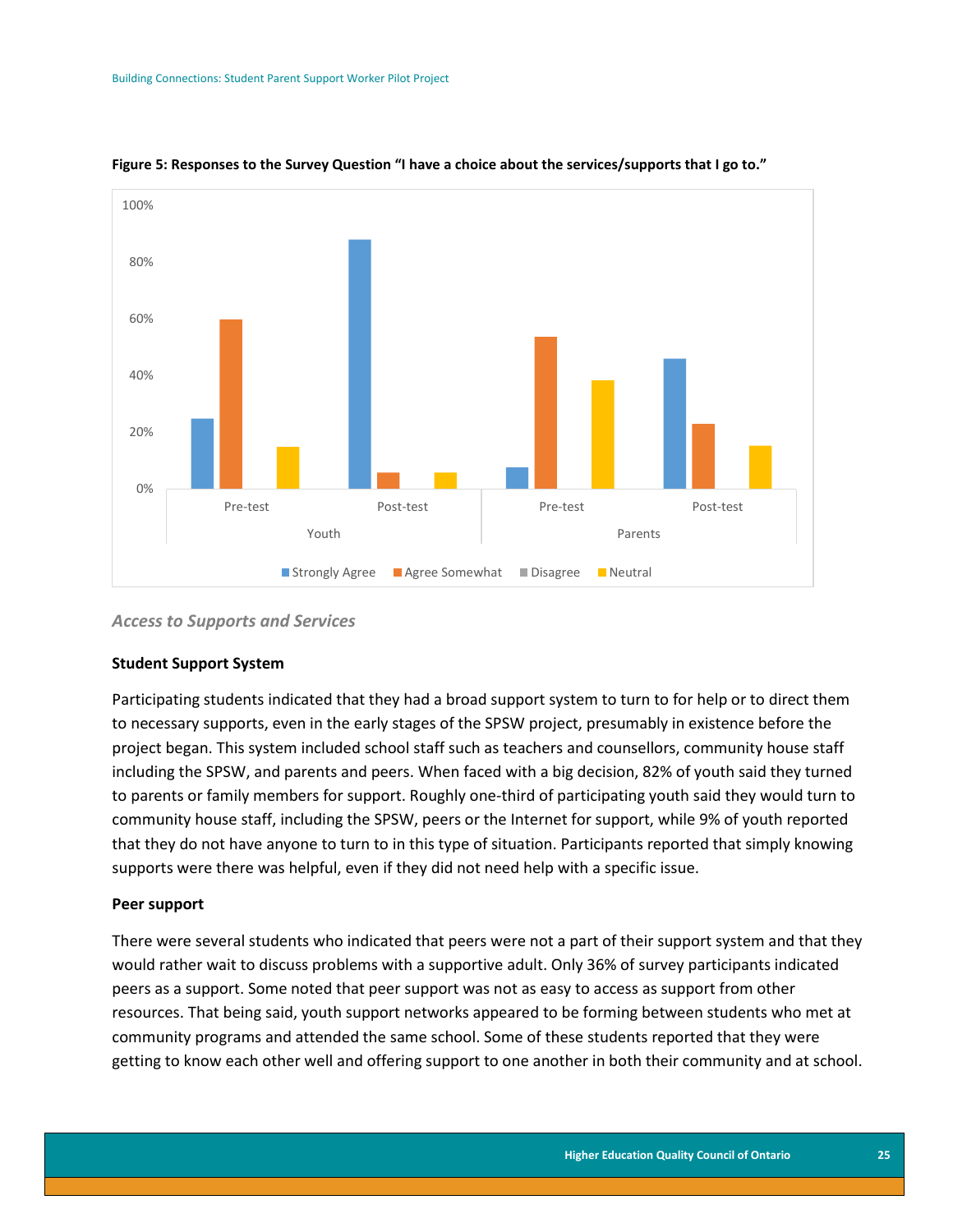**Figure 5: Responses to the Survey Question "I have a choice about the services/supports that I go to."**

### *Access to Supports and Services*

**Student Support System**

Participating students indicated that they had a broad support system to turn to for help or to direct them to necessary supports, even in the early stages of the SPSW project, presumably in existence before the project began. This system included school staff such as teachers and counsellors, community house staff including the SPSW, and parents and peers. When faced with a big decision, 82% of youth said they turned to parents or family members for support. Roughly one-third of participating youth said they would turn to community house staff, including the SPSW, peers or the Internet for support, while 9% of youth reported that they do not have anyone to turn to in this type of situation. Participants reported that simply knowing supports were there was helpful, even if they did not need help with a specific issue.

**Peer support**

There were several students who indicated that peers were not a part of their support system and that they would rather wait to discuss problems with a supportive adult. Only 36% of survey participants indicated peers as a support. Some noted that peer support was not as easy to access as support from other resources. That being said, youth support networks appeared to be forming between students who met at community programs and attended the same school. Some of these students reported that they were getting to know each other well and offering support to one another in both their community and at school.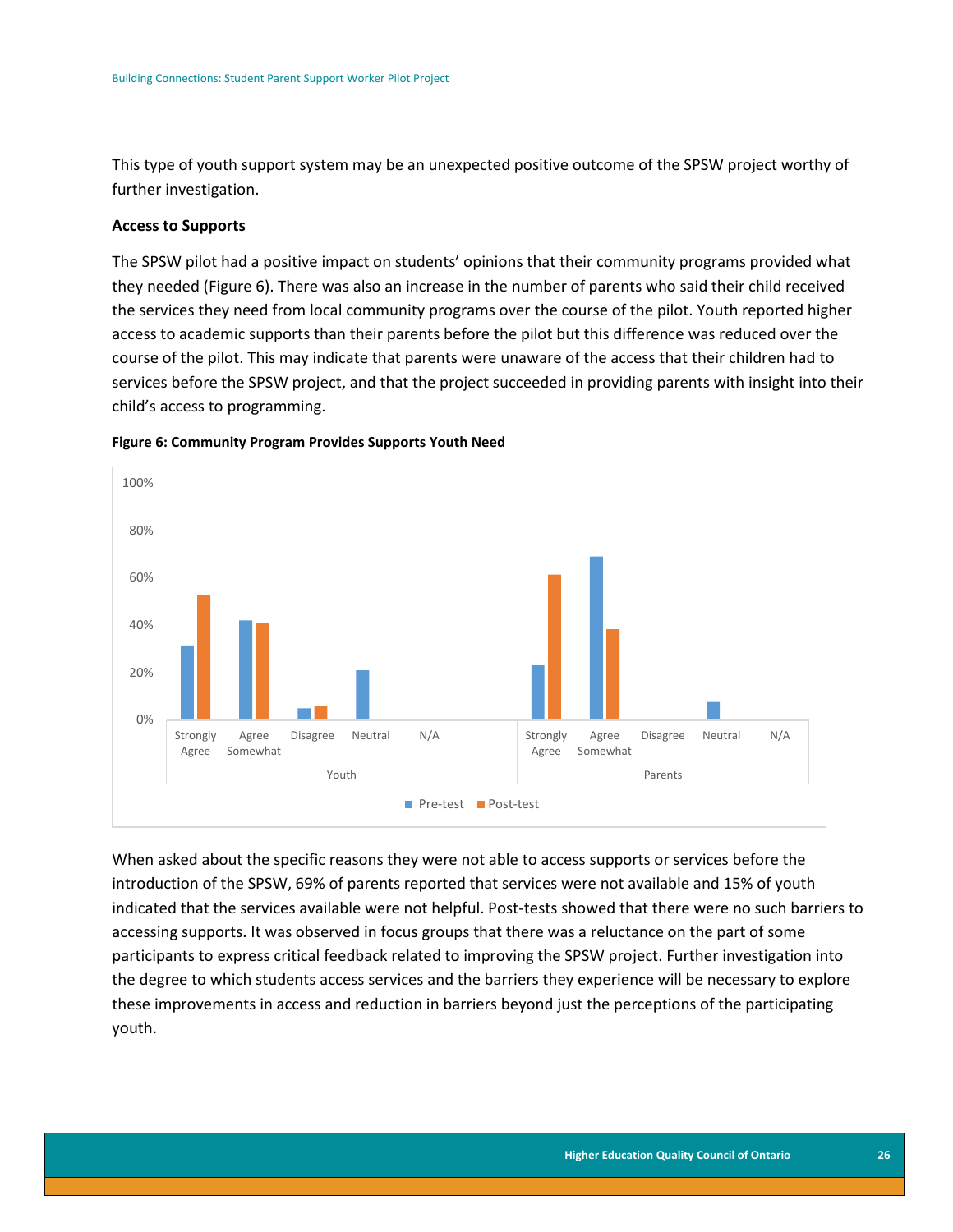This type of youth support system may be an unexpected positive outcome of the SPSW project worthy of further investigation.

**Access to Supports**

The SPSW pilot had a positive impact on students' opinions that their community programs provided what they needed (Figure 6). There was also an increase in the number of parents who said their child received the services they need from local community programs over the course of the pilot. Youth reported higher access to academic supports than their parents before the pilot but this difference was reduced over the course of the pilot. This may indicate that parents were unaware of the access that their children had to services before the SPSW project, and that the project succeeded in providing parents with insight into their child's access to programming.

**Figure 6: Community Program Provides Supports Youth Need**

When asked about the specific reasons they were not able to access supports or services before the introduction of the SPSW, 69% of parents reported that services were not available and 15% of youth indicated that the services available were not helpful. Post-tests showed that there were no such barriers to accessing supports. It was observed in focus groups that there was a reluctance on the part of some participants to express critical feedback related to improving the SPSW project. Further investigation into the degree to which students access services and the barriers they experience will be necessary to explore these improvements in access and reduction in barriers beyond just the perceptions of the participating youth.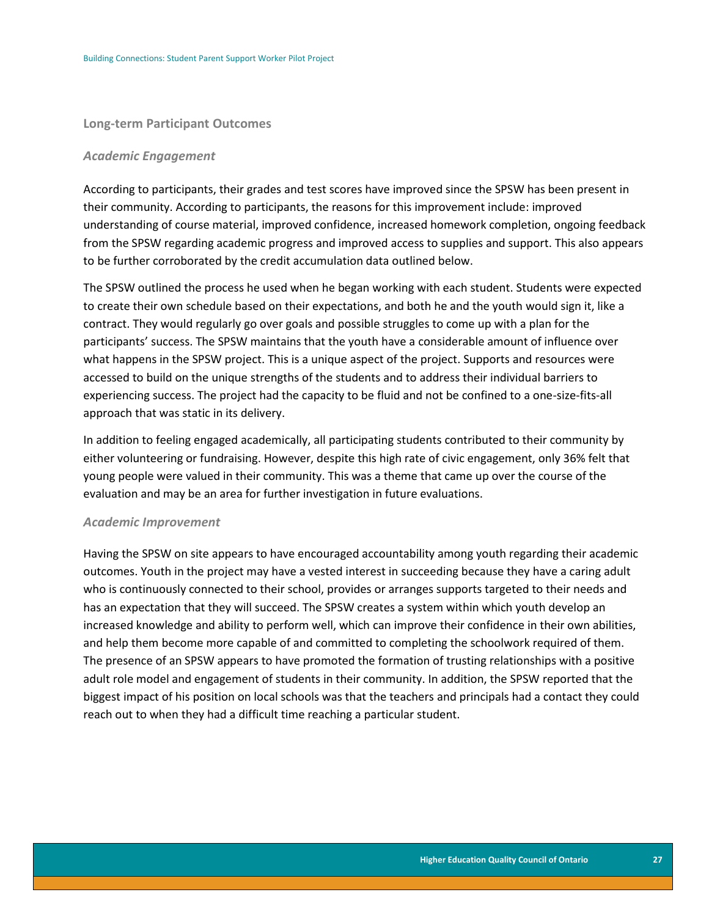### Long-term Participant Outcomes

#### *Academic Engagement*

According to participants, their grades and test scores have improved since the SPSW has been present in their community. According to participants, the reasons for this improvement include: improved understanding of course material, improved confidence, increased homework completion, ongoing feedback from the SPSW regarding academic progress and improved access to supplies and support. This also appears to be further corroborated by the credit accumulation data outlined below.

The SPSW outlined the process he used when he began working with each student. Students were expected to create their own schedule based on their expectations, and both he and the youth would sign it, like a contract. They would regularly go over goals and possible struggles to come up with a plan for the participants' success. The SPSW maintains that the youth have a considerable amount of influence over what happens in the SPSW project. This is a unique aspect of the project. Supports and resources were accessed to build on the unique strengths of the students and to address their individual barriers to experiencing success. The project had the capacity to be fluid and not be confined to a one-size-fits-all approach that was static in its delivery.

In addition to feeling engaged academically, all participating students contributed to their community by either volunteering or fundraising. However, despite this high rate of civic engagement, only 36% felt that young people were valued in their community. This was a theme that came up over the course of the evaluation and may be an area for further investigation in future evaluations.

#### *Academic Improvement*

Having the SPSW on site appears to have encouraged accountability among youth regarding their academic outcomes. Youth in the project may have a vested interest in succeeding because they have a caring adult who is continuously connected to their school, provides or arranges supports targeted to their needs and has an expectation that they will succeed. The SPSW creates a system within which youth develop an increased knowledge and ability to perform well, which can improve their confidence in their own abilities, and help them become more capable of and committed to completing the schoolwork required of them. The presence of an SPSW appears to have promoted the formation of trusting relationships with a positive adult role model and engagement of students in their community. In addition, the SPSW reported that the biggest impact of his position on local schools was that the teachers and principals had a contact they could reach out to when they had a difficult time reaching a particular student.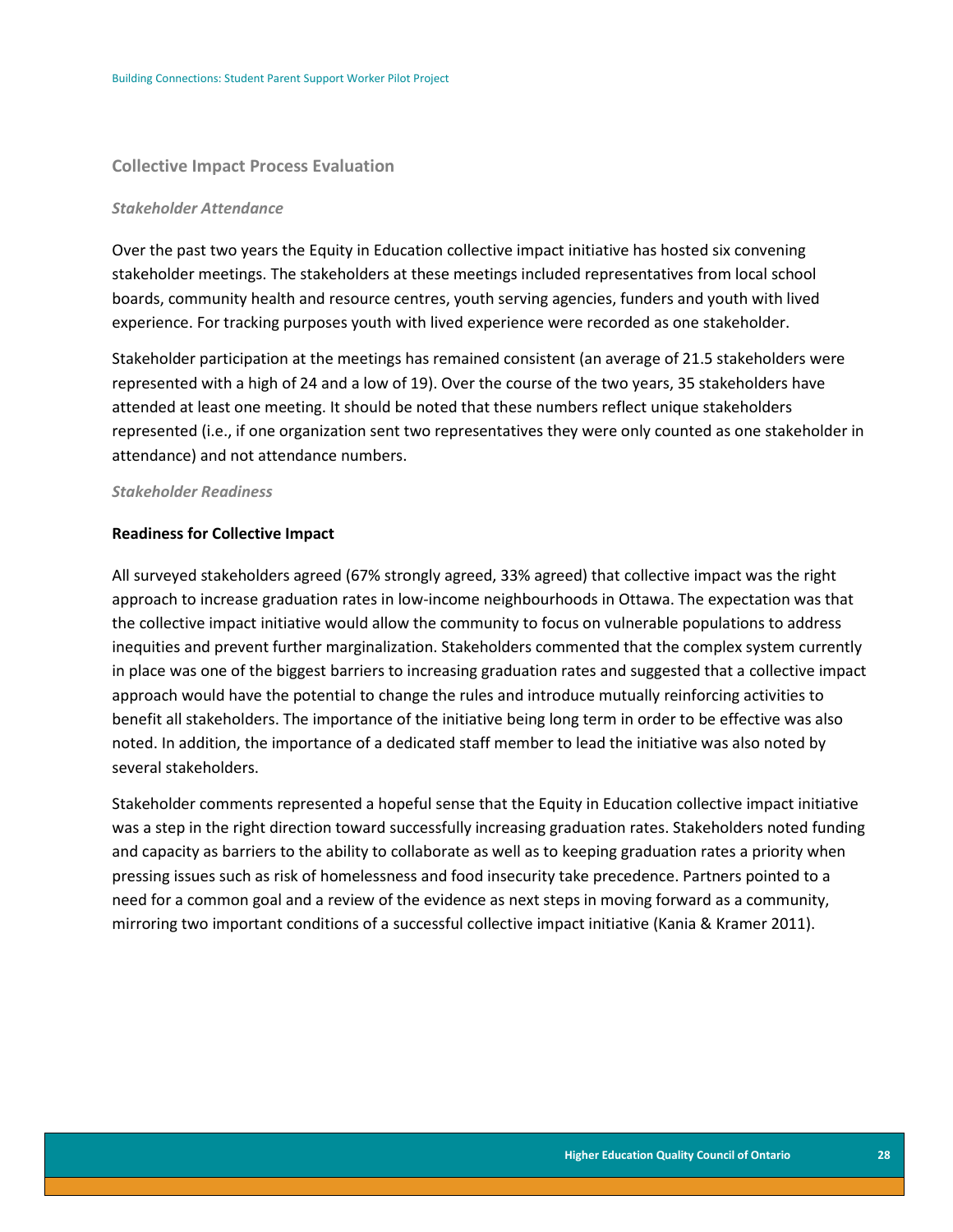## Collective Impact Process Evaluation

### *Stakeholder Attendance*

Over the past two years the Equity in Education collective impact initiative has hosted six convening stakeholder meetings. The stakeholders at these meetings included representatives from local school boards, community health and resource centres, youth serving agencies, funders and youth with lived experience. For tracking purposes youth with lived experience were recorded as one stakeholder.

Stakeholder participation at the meetings has remained consistent (an average of 21.5 stakeholders were represented with a high of 24 and a low of 19). Over the course of the two years, 35 stakeholders have attended at least one meeting. It should be noted that these numbers reflect unique stakeholders represented (i.e., if one organization sent two representatives they were only counted as one stakeholder in attendance) and not attendance numbers.

### *Stakeholder Readiness*

**Readiness for Collective Impact**

All surveyed stakeholders agreed (67% strongly agreed, 33% agreed) that collective impact was the right approach to increase graduation rates in low-income neighbourhoods in Ottawa. The expectation was that the collective impact initiative would allow the community to focus on vulnerable populations to address inequities and prevent further marginalization. Stakeholders commented that the complex system currently in place was one of the biggest barriers to increasing graduation rates and suggested that a collective impact approach would have the potential to change the rules and introduce mutually reinforcing activities to benefit all stakeholders. The importance of the initiative being long term in order to be effective was also noted. In addition, the importance of a dedicated staff member to lead the initiative was also noted by several stakeholders.

Stakeholder comments represented a hopeful sense that the Equity in Education collective impact initiative was a step in the right direction toward successfully increasing graduation rates. Stakeholders noted funding and capacity as barriers to the ability to collaborate as well as to keeping graduation rates a priority when pressing issues such as risk of homelessness and food insecurity take precedence. Partners pointed to a need for a common goal and a review of the evidence as next steps in moving forward as a community, mirroring two important conditions of a successful collective impact initiative (Kania & Kramer 2011).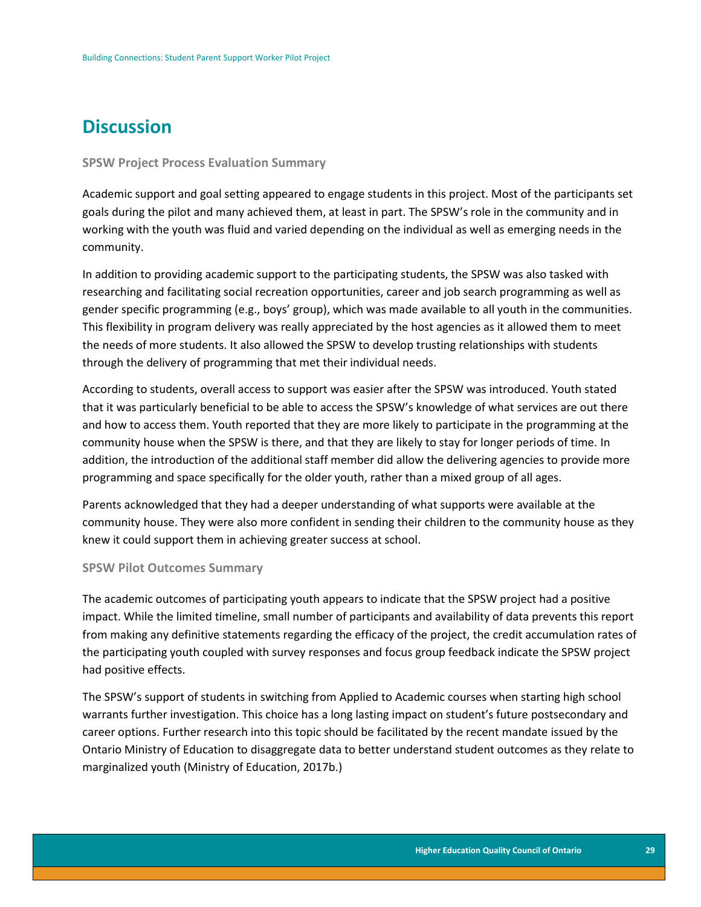# Discussion

### SPSW Project Process Evaluation Summary

Academic support and goal setting appeared to engage students in this project. Most of the participants set goals during the pilot and many achieved them, at least in part. The SPSW's role in the community and in working with the youth was fluid and varied depending on the individual as well as emerging needs in the community.

In addition to providing academic support to the participating students, the SPSW was also tasked with researching and facilitating social recreation opportunities, career and job search programming as well as gender specific programming (e.g., boys' group), which was made available to all youth in the communities. This flexibility in program delivery was really appreciated by the host agencies as it allowed them to meet the needs of more students. It also allowed the SPSW to develop trusting relationships with students through the delivery of programming that met their individual needs.

According to students, overall access to support was easier after the SPSW was introduced. Youth stated that it was particularly beneficial to be able to access the SPSW's knowledge of what services are out there and how to access them. Youth reported that they are more likely to participate in the programming at the community house when the SPSW is there, and that they are likely to stay for longer periods of time. In addition, the introduction of the additional staff member did allow the delivering agencies to provide more programming and space specifically for the older youth, rather than a mixed group of all ages.

Parents acknowledged that they had a deeper understanding of what supports were available at the community house. They were also more confident in sending their children to the community house as they knew it could support them in achieving greater success at school.

### SPSW Pilot Outcomes Summary

The academic outcomes of participating youth appears to indicate that the SPSW project had a positive impact. While the limited timeline, small number of participants and availability of data prevents this report from making any definitive statements regarding the efficacy of the project, the credit accumulation rates of the participating youth coupled with survey responses and focus group feedback indicate the SPSW project had positive effects.

The SPSW's support of students in switching from Applied to Academic courses when starting high school warrants further investigation. This choice has a long lasting impact on student's future postsecondary and career options. Further research into this topic should be facilitated by the recent mandate issued by the Ontario Ministry of Education to disaggregate data to better understand student outcomes as they relate to marginalized youth (Ministry of Education, 2017b.)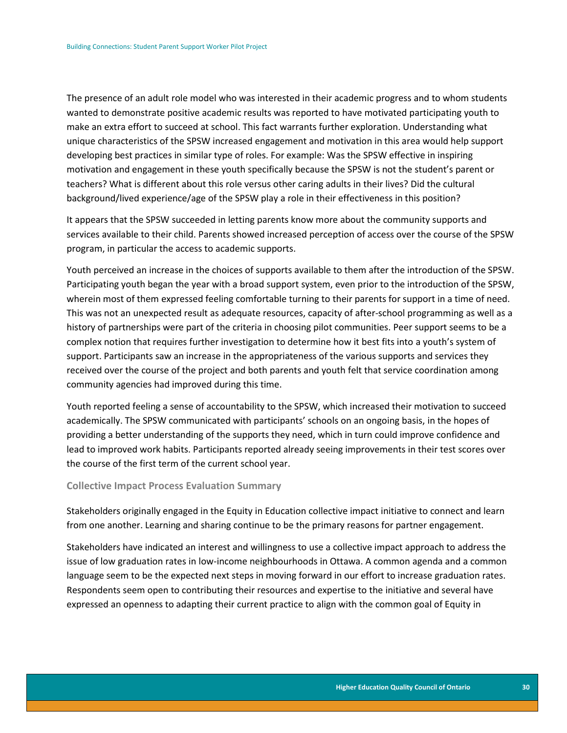The presence of an adult role model who was interested in their academic progress and to whom students wanted to demonstrate positive academic results was reported to have motivated participating youth to make an extra effort to succeed at school. This fact warrants further exploration. Understanding what unique characteristics of the SPSW increased engagement and motivation in this area would help support developing best practices in similar type of roles. For example: Was the SPSW effective in inspiring motivation and engagement in these youth specifically because the SPSW is not the student's parent or teachers? What is different about this role versus other caring adults in their lives? Did the cultural background/lived experience/age of the SPSW play a role in their effectiveness in this position?

It appears that the SPSW succeeded in letting parents know more about the community supports and services available to their child. Parents showed increased perception of access over the course of the SPSW program, in particular the access to academic supports.

Youth perceived an increase in the choices of supports available to them after the introduction of the SPSW. Participating youth began the year with a broad support system, even prior to the introduction of the SPSW, wherein most of them expressed feeling comfortable turning to their parents for support in a time of need. This was not an unexpected result as adequate resources, capacity of after-school programming as well as a history of partnerships were part of the criteria in choosing pilot communities. Peer support seems to be a complex notion that requires further investigation to determine how it best fits into a youth's system of support. Participants saw an increase in the appropriateness of the various supports and services they received over the course of the project and both parents and youth felt that service coordination among community agencies had improved during this time.

Youth reported feeling a sense of accountability to the SPSW, which increased their motivation to succeed academically. The SPSW communicated with participants' schools on an ongoing basis, in the hopes of providing a better understanding of the supports they need, which in turn could improve confidence and lead to improved work habits. Participants reported already seeing improvements in their test scores over the course of the first term of the current school year.

### Collective Impact Process Evaluation Summary

Stakeholders originally engaged in the Equity in Education collective impact initiative to connect and learn from one another. Learning and sharing continue to be the primary reasons for partner engagement.

Stakeholders have indicated an interest and willingness to use a collective impact approach to address the issue of low graduation rates in low-income neighbourhoods in Ottawa. A common agenda and a common language seem to be the expected next steps in moving forward in our effort to increase graduation rates. Respondents seem open to contributing their resources and expertise to the initiative and several have expressed an openness to adapting their current practice to align with the common goal of Equity in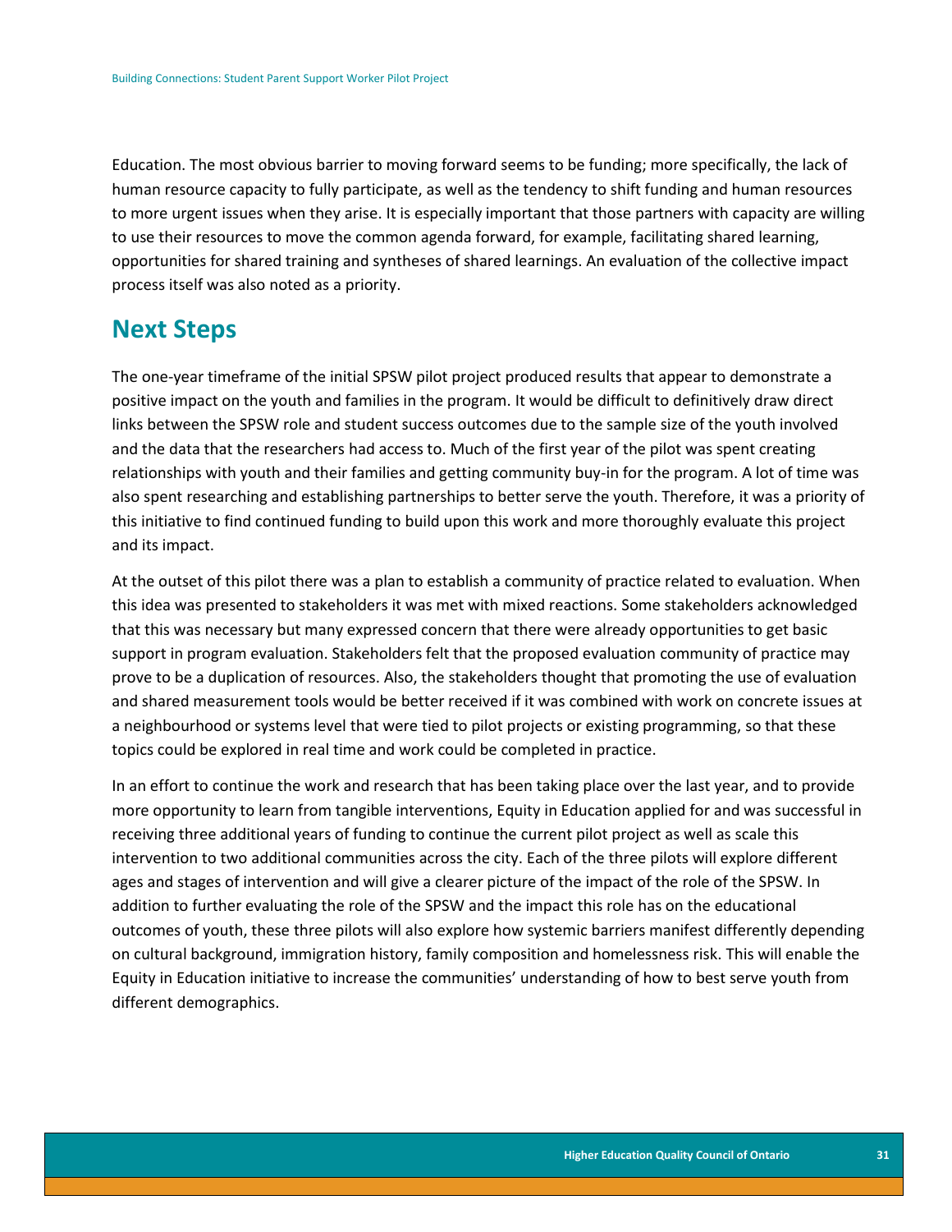Education. The most obvious barrier to moving forward seems to be funding; more specifically, the lack of human resource capacity to fully participate, as well as the tendency to shift funding and human resources to more urgent issues when they arise. It is especially important that those partners with capacity are willing to use their resources to move the common agenda forward, for example, facilitating shared learning, opportunities for shared training and syntheses of shared learnings. An evaluation of the collective impact process itself was also noted as a priority.

## Next Steps

The one-year timeframe of the initial SPSW pilot project produced results that appear to demonstrate a positive impact on the youth and families in the program. It would be difficult to definitively draw direct links between the SPSW role and student success outcomes due to the sample size of the youth involved and the data that the researchers had access to. Much of the first year of the pilot was spent creating relationships with youth and their families and getting community buy-in for the program. A lot of time was also spent researching and establishing partnerships to better serve the youth. Therefore, it was a priority of this initiative to find continued funding to build upon this work and more thoroughly evaluate this project and its impact.

At the outset of this pilot there was a plan to establish a community of practice related to evaluation. When this idea was presented to stakeholders it was met with mixed reactions. Some stakeholders acknowledged that this was necessary but many expressed concern that there were already opportunities to get basic support in program evaluation. Stakeholders felt that the proposed evaluation community of practice may prove to be a duplication of resources. Also, the stakeholders thought that promoting the use of evaluation and shared measurement tools would be better received if it was combined with work on concrete issues at a neighbourhood or systems level that were tied to pilot projects or existing programming, so that these topics could be explored in real time and work could be completed in practice.

In an effort to continue the work and research that has been taking place over the last year, and to provide more opportunity to learn from tangible interventions, Equity in Education applied for and was successful in receiving three additional years of funding to continue the current pilot project as well as scale this intervention to two additional communities across the city. Each of the three pilots will explore different ages and stages of intervention and will give a clearer picture of the impact of the role of the SPSW. In addition to further evaluating the role of the SPSW and the impact this role has on the educational outcomes of youth, these three pilots will also explore how systemic barriers manifest differently depending on cultural background, immigration history, family composition and homelessness risk. This will enable the Equity in Education initiative to increase the communities' understanding of how to best serve youth from different demographics.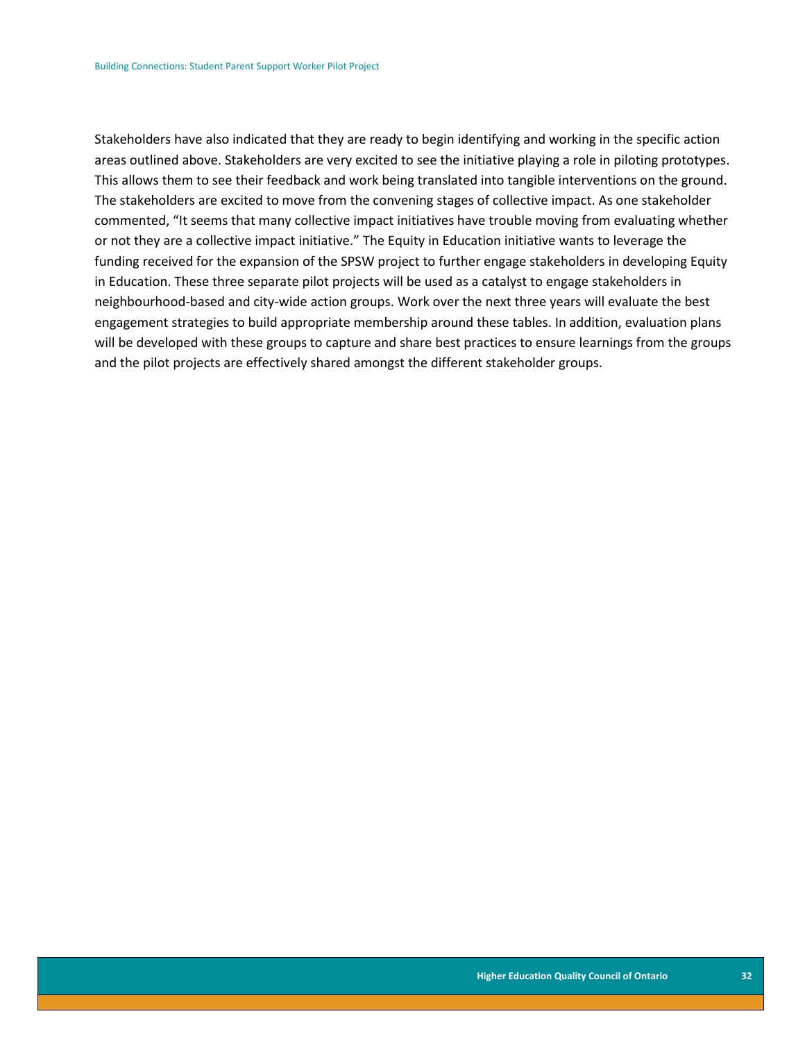Stakeholders have also indicated that they are ready to begin identifying and working in the specific action areas outlined above. Stakeholders are very excited to see the initiative playing a role in piloting prototypes. This allows them to see their feedback and work being translated into tangible interventions on the ground. The stakeholders are excited to move from the convening stages of collective impact. As one stakeholder commented, "It seems that many collective impact initiatives have trouble moving from evaluating whether or not they are a collective impact initiative." The Equity in Education initiative wants to leverage the funding received for the expansion of the SPSW project to further engage stakeholders in developing Equity in Education. These three separate pilot projects will be used as a catalyst to engage stakeholders in neighbourhood-based and city-wide action groups. Work over the next three years will evaluate the best engagement strategies to build appropriate membership around these tables. In addition, evaluation plans will be developed with these groups to capture and share best practices to ensure learnings from the groups and the pilot projects are effectively shared amongst the different stakeholder groups.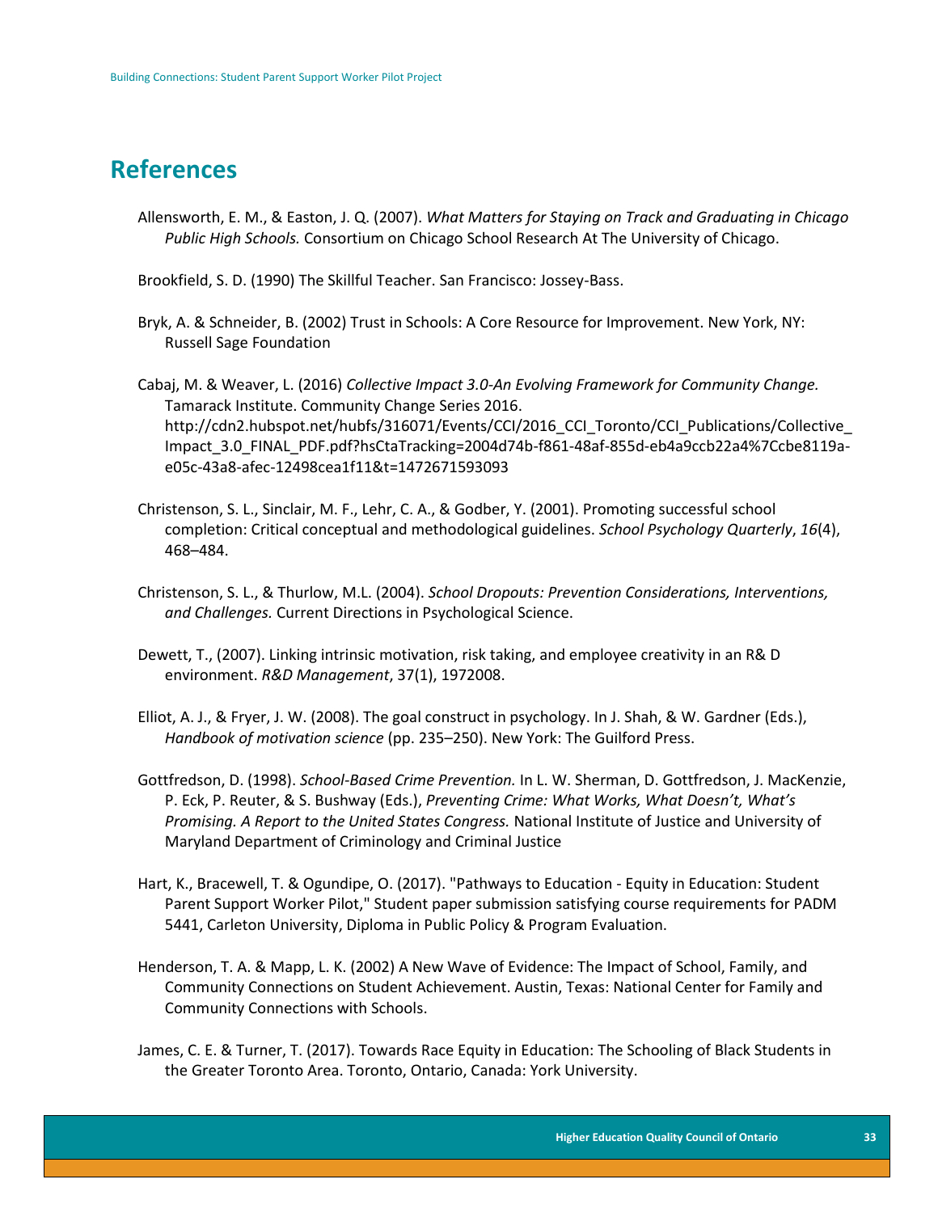## References

Allensworth, E. M., & Easton, J. Q. (2007). *What Matters for Staying on Track and Graduating in Chicago Public High Schools.* Consortium on Chicago School Research At The University of Chicago.

Brookfield, S. D. (1990) The Skillful Teacher. San Francisco: Jossey-Bass.

Bryk, A. & Schneider, B. (2002) Trust in Schools: A Core Resource for Improvement. New York, NY: Russell Sage Foundation

Cabaj, M. & Weaver, L. (2016) *Collective Impact 3.0-An Evolving Framework for Community Change.* Tamarack Institute. Community Change Series 2016. http://cdn2.hubspot.net/hubfs/316071/Events/CCI/2016_CCI_Toronto/CCI_Publications/Collective_Impact_3.0_FINAL_PDF.pdf?hsCtaTracking=2004d74b-f861-48af-855d-eb4a9ccb22a4%7Ccbe8119a-e05c-43a8-afec-12498cea1f11&t=1472671593093

Christenson, S. L., Sinclair, M. F., Lehr, C. A., & Godber, Y. (2001). Promoting successful school completion: Critical conceptual and methodological guidelines. *School Psychology Quarterly*, *16*(4), 468–484.

Christenson, S. L., & Thurlow, M.L. (2004). *School Dropouts: Prevention Considerations, Interventions, and Challenges.* Current Directions in Psychological Science.

Dewett, T., (2007). Linking intrinsic motivation, risk taking, and employee creativity in an R& D environment. *R&D Management*, 37(1), 1972008.

Elliot, A. J., & Fryer, J. W. (2008). The goal construct in psychology. In J. Shah, & W. Gardner (Eds.), *Handbook of motivation science* (pp. 235–250). New York: The Guilford Press.

Gottfredson, D. (1998). *School-Based Crime Prevention.* In L. W. Sherman, D. Gottfredson, J. MacKenzie, P. Eck, P. Reuter, & S. Bushway (Eds.), *Preventing Crime: What Works, What Doesn't, What's Promising. A Report to the United States Congress.* National Institute of Justice and University of Maryland Department of Criminology and Criminal Justice

Hart, K., Bracewell, T. & Ogundipe, O. (2017). "Pathways to Education - Equity in Education: Student Parent Support Worker Pilot," Student paper submission satisfying course requirements for PADM 5441, Carleton University, Diploma in Public Policy & Program Evaluation.

Henderson, T. A. & Mapp, L. K. (2002) A New Wave of Evidence: The Impact of School, Family, and Community Connections on Student Achievement. Austin, Texas: National Center for Family and Community Connections with Schools.

James, C. E. & Turner, T. (2017). Towards Race Equity in Education: The Schooling of Black Students in the Greater Toronto Area. Toronto, Ontario, Canada: York University.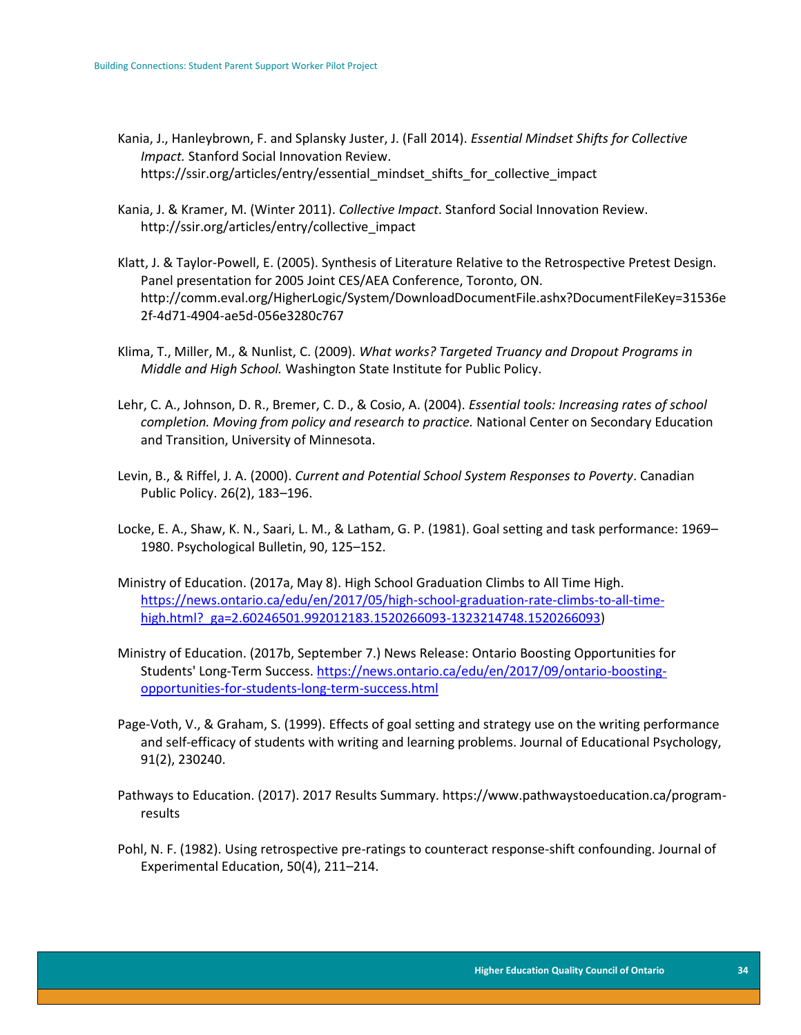Kania, J., Hanleybrown, F. and Splansky Juster, J. (Fall 2014). *Essential Mindset Shifts for Collective Impact.* Stanford Social Innovation Review. https://ssir.org/articles/entry/essential_mindset_shifts_for_collective_impact

Kania, J. & Kramer, M. (Winter 2011). *Collective Impact*. Stanford Social Innovation Review. http://ssir.org/articles/entry/collective_impact

Klatt, J. & Taylor-Powell, E. (2005). Synthesis of Literature Relative to the Retrospective Pretest Design. Panel presentation for 2005 Joint CES/AEA Conference, Toronto, ON. http://comm.eval.org/HigherLogic/System/DownloadDocumentFile.ashx?DocumentFileKey=31536e2f-4d71-4904-ae5d-056e3280c767

Klima, T., Miller, M., & Nunlist, C. (2009). *What works? Targeted Truancy and Dropout Programs in Middle and High School.* Washington State Institute for Public Policy.

Lehr, C. A., Johnson, D. R., Bremer, C. D., & Cosio, A. (2004). *Essential tools: Increasing rates of school completion. Moving from policy and research to practice.* National Center on Secondary Education and Transition, University of Minnesota.

Levin, B., & Riffel, J. A. (2000). *Current and Potential School System Responses to Poverty*. Canadian Public Policy. 26(2), 183–196.

Locke, E. A., Shaw, K. N., Saari, L. M., & Latham, G. P. (1981). Goal setting and task performance: 1969–1980. Psychological Bulletin, 90, 125–152.

Ministry of Education. (2017a, May 8). High School Graduation Climbs to All Time High. https://news.ontario.ca/edu/en/2017/05/high-school-graduation-rate-climbs-to-all-time-high.html?_ga=2.60246501.992012183.1520266093-1323214748.1520266093)

Ministry of Education. (2017b, September 7.) News Release: Ontario Boosting Opportunities for Students' Long-Term Success. https://news.ontario.ca/edu/en/2017/09/ontario-boosting-opportunities-for-students-long-term-success.html

Page-Voth, V., & Graham, S. (1999). Effects of goal setting and strategy use on the writing performance and self-efficacy of students with writing and learning problems. Journal of Educational Psychology, 91(2), 230240.

Pathways to Education. (2017). 2017 Results Summary. https://www.pathwaystoeducation.ca/program-results

Pohl, N. F. (1982). Using retrospective pre-ratings to counteract response-shift confounding. Journal of Experimental Education, 50(4), 211–214.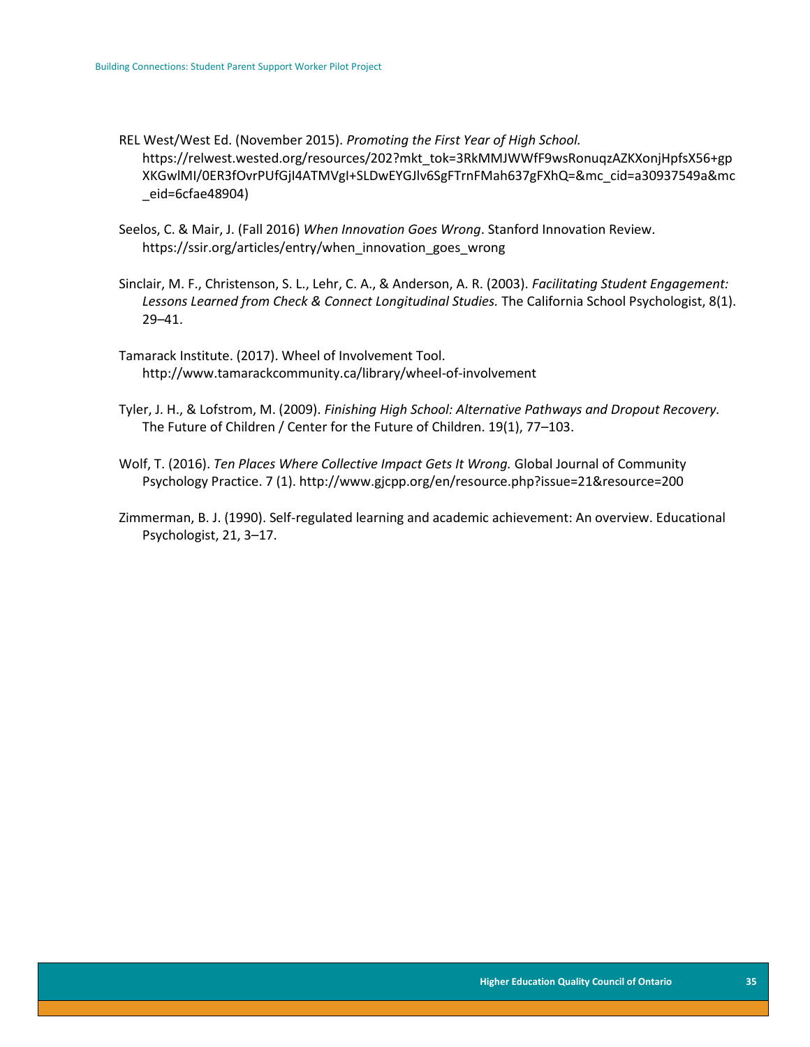REL West/West Ed. (November 2015). *Promoting the First Year of High School.* https://relwest.wested.org/resources/202?mkt_tok=3RkMMJWWfF9wsRonuqzAZKXonjHpfsX56+gpXKGwlMI/0ER3fOvrPUfGjI4ATMVgI+SLDwEYGJlv6SgFTrnFMah637gFXhQ=&mc_cid=a30937549a&mc_eid=6cfae48904)

Seelos, C. & Mair, J. (Fall 2016) *When Innovation Goes Wrong*. Stanford Innovation Review. https://ssir.org/articles/entry/when_innovation_goes_wrong

Sinclair, M. F., Christenson, S. L., Lehr, C. A., & Anderson, A. R. (2003). *Facilitating Student Engagement: Lessons Learned from Check & Connect Longitudinal Studies.* The California School Psychologist, 8(1). 29–41.

Tamarack Institute. (2017). Wheel of Involvement Tool. http://www.tamarackcommunity.ca/library/wheel-of-involvement

Tyler, J. H., & Lofstrom, M. (2009). *Finishing High School: Alternative Pathways and Dropout Recovery.* The Future of Children / Center for the Future of Children. 19(1), 77–103.

Wolf, T. (2016). *Ten Places Where Collective Impact Gets It Wrong.* Global Journal of Community Psychology Practice. 7 (1). http://www.gjcpp.org/en/resource.php?issue=21&resource=200

Zimmerman, B. J. (1990). Self-regulated learning and academic achievement: An overview. Educational Psychologist, 21, 3–17.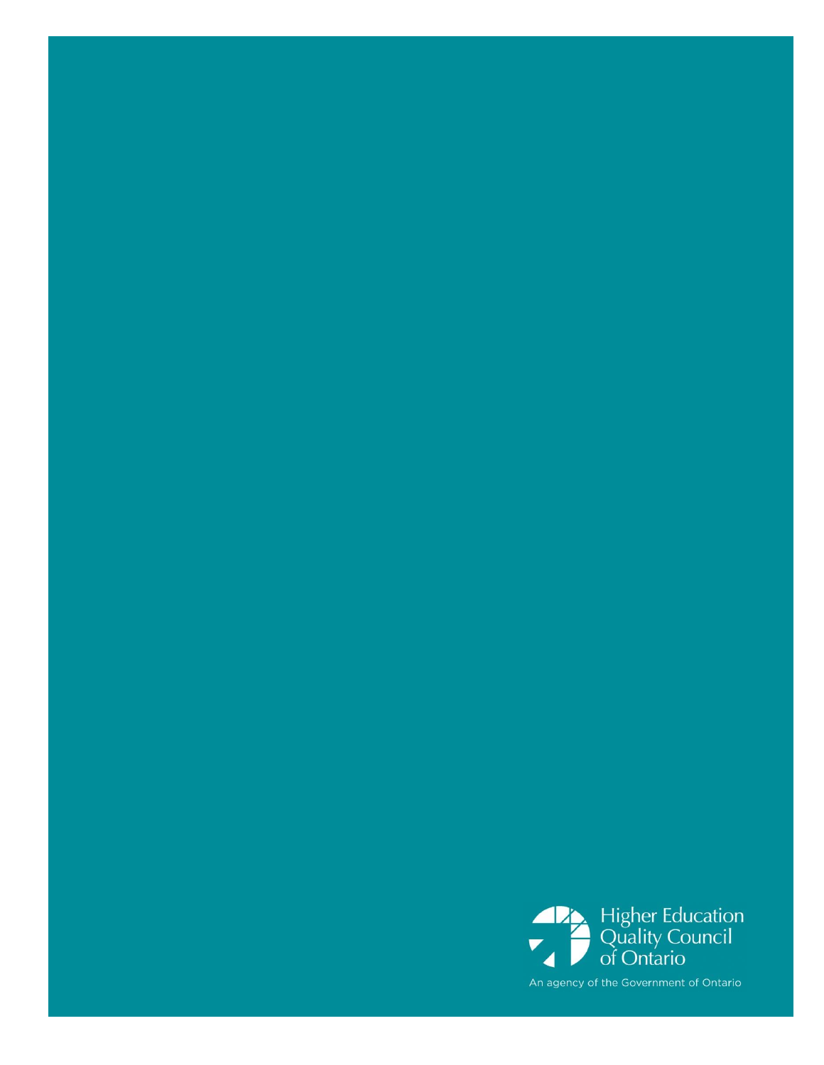Higher Education Quality Council of Ontario

An agency of the Government of Ontario